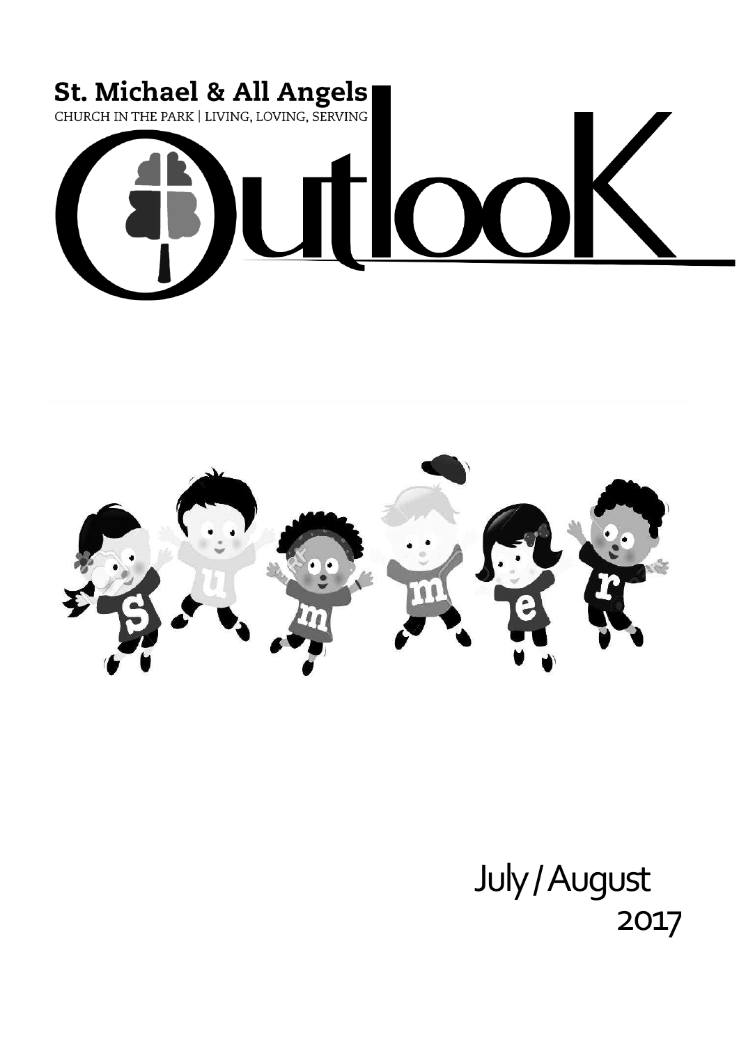# St. Michael & All Angels

CHURCH IN THE PARK | LIVING, LOVING, SERVING

# Outlook

July / August 2017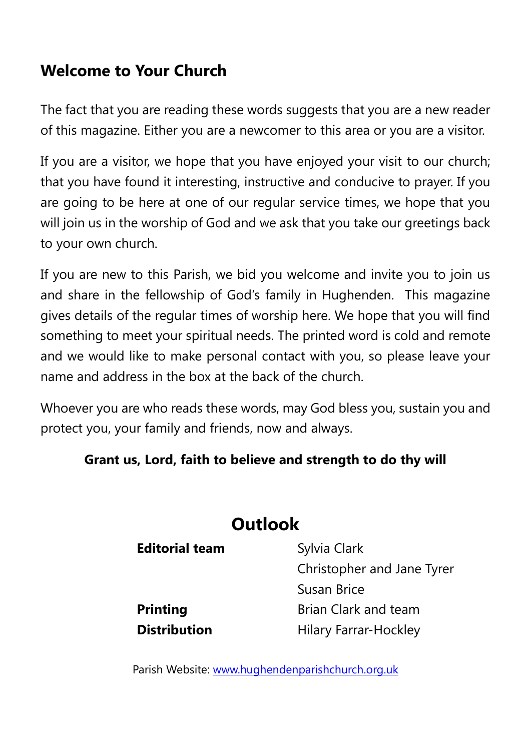## Welcome to Your Church

The fact that you are reading these words suggests that you are a new reader of this magazine. Either you are a newcomer to this area or you are a visitor.

If you are a visitor, we hope that you have enjoyed your visit to our church; that you have found it interesting, instructive and conducive to prayer. If you are going to be here at one of our regular service times, we hope that you will join us in the worship of God and we ask that you take our greetings back to your own church.

If you are new to this Parish, we bid you welcome and invite you to join us and share in the fellowship of God's family in Hughenden. This magazine gives details of the regular times of worship here. We hope that you will find something to meet your spiritual needs. The printed word is cold and remote and we would like to make personal contact with you, so please leave your name and address in the box at the back of the church.

Whoever you are who reads these words, may God bless you, sustain you and protect you, your family and friends, now and always.

**Grant us, Lord, faith to believe and strength to do thy will**

## Outlook

| | |
|---|---|
| **Editorial team** | Sylvia Clark |
| | Christopher and Jane Tyrer |
| | Susan Brice |
| **Printing** | Brian Clark and team |
| **Distribution** | Hilary Farrar-Hockley |

Parish Website: www.hughendenparishchurch.org.uk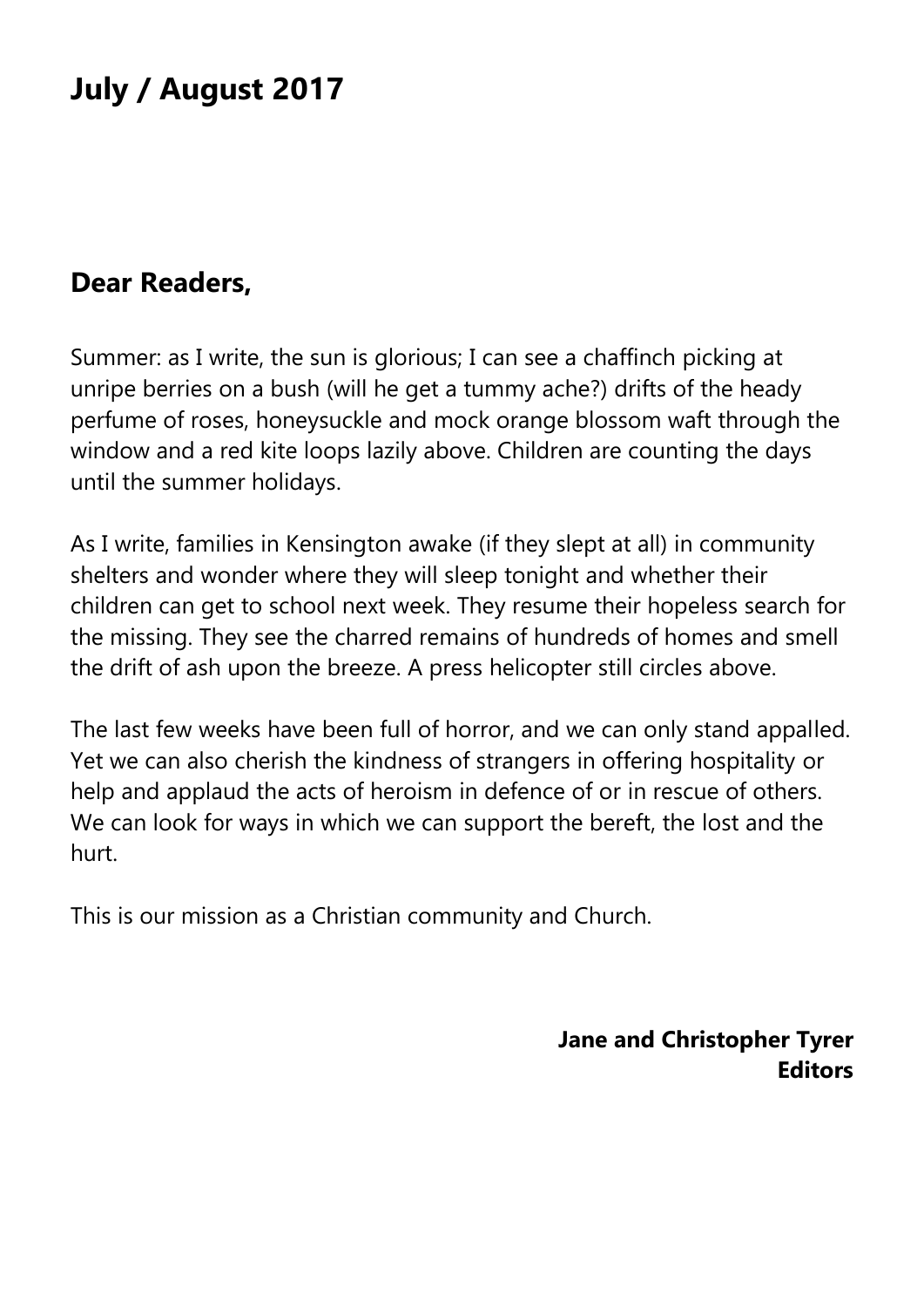# July / August 2017

## Dear Readers,

Summer: as I write, the sun is glorious; I can see a chaffinch picking at unripe berries on a bush (will he get a tummy ache?) drifts of the heady perfume of roses, honeysuckle and mock orange blossom waft through the window and a red kite loops lazily above. Children are counting the days until the summer holidays.

As I write, families in Kensington awake (if they slept at all) in community shelters and wonder where they will sleep tonight and whether their children can get to school next week. They resume their hopeless search for the missing. They see the charred remains of hundreds of homes and smell the drift of ash upon the breeze. A press helicopter still circles above.

The last few weeks have been full of horror, and we can only stand appalled. Yet we can also cherish the kindness of strangers in offering hospitality or help and applaud the acts of heroism in defence of or in rescue of others. We can look for ways in which we can support the bereft, the lost and the hurt.

This is our mission as a Christian community and Church.

**Jane and Christopher Tyrer**
**Editors**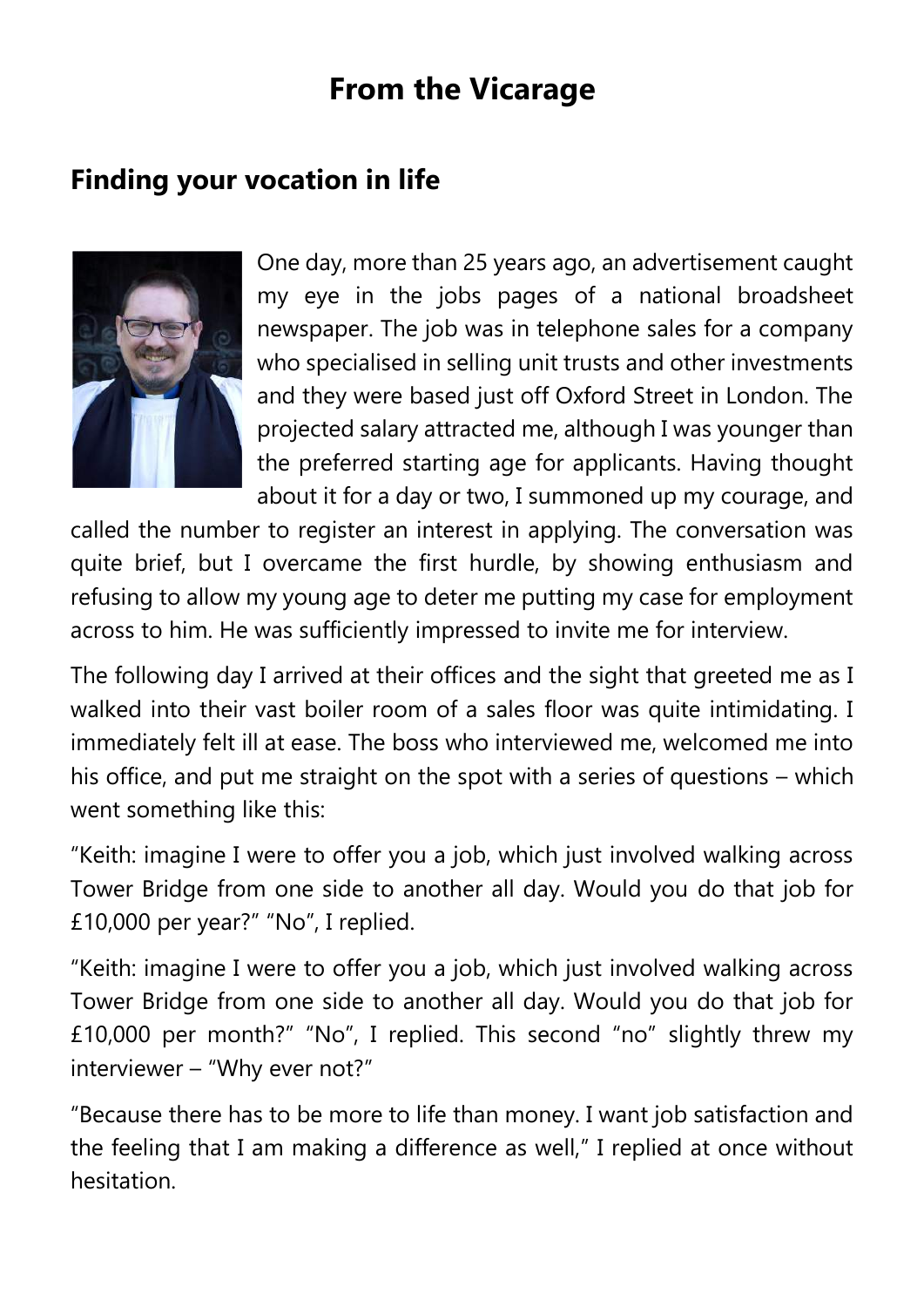# From the Vicarage

## Finding your vocation in life

One day, more than 25 years ago, an advertisement caught my eye in the jobs pages of a national broadsheet newspaper. The job was in telephone sales for a company who specialised in selling unit trusts and other investments and they were based just off Oxford Street in London. The projected salary attracted me, although I was younger than the preferred starting age for applicants. Having thought about it for a day or two, I summoned up my courage, and called the number to register an interest in applying. The conversation was quite brief, but I overcame the first hurdle, by showing enthusiasm and refusing to allow my young age to deter me putting my case for employment across to him. He was sufficiently impressed to invite me for interview.

The following day I arrived at their offices and the sight that greeted me as I walked into their vast boiler room of a sales floor was quite intimidating. I immediately felt ill at ease. The boss who interviewed me, welcomed me into his office, and put me straight on the spot with a series of questions – which went something like this:

"Keith: imagine I were to offer you a job, which just involved walking across Tower Bridge from one side to another all day. Would you do that job for £10,000 per year?" "No", I replied.

"Keith: imagine I were to offer you a job, which just involved walking across Tower Bridge from one side to another all day. Would you do that job for £10,000 per month?" "No", I replied. This second "no" slightly threw my interviewer – "Why ever not?"

"Because there has to be more to life than money. I want job satisfaction and the feeling that I am making a difference as well," I replied at once without hesitation.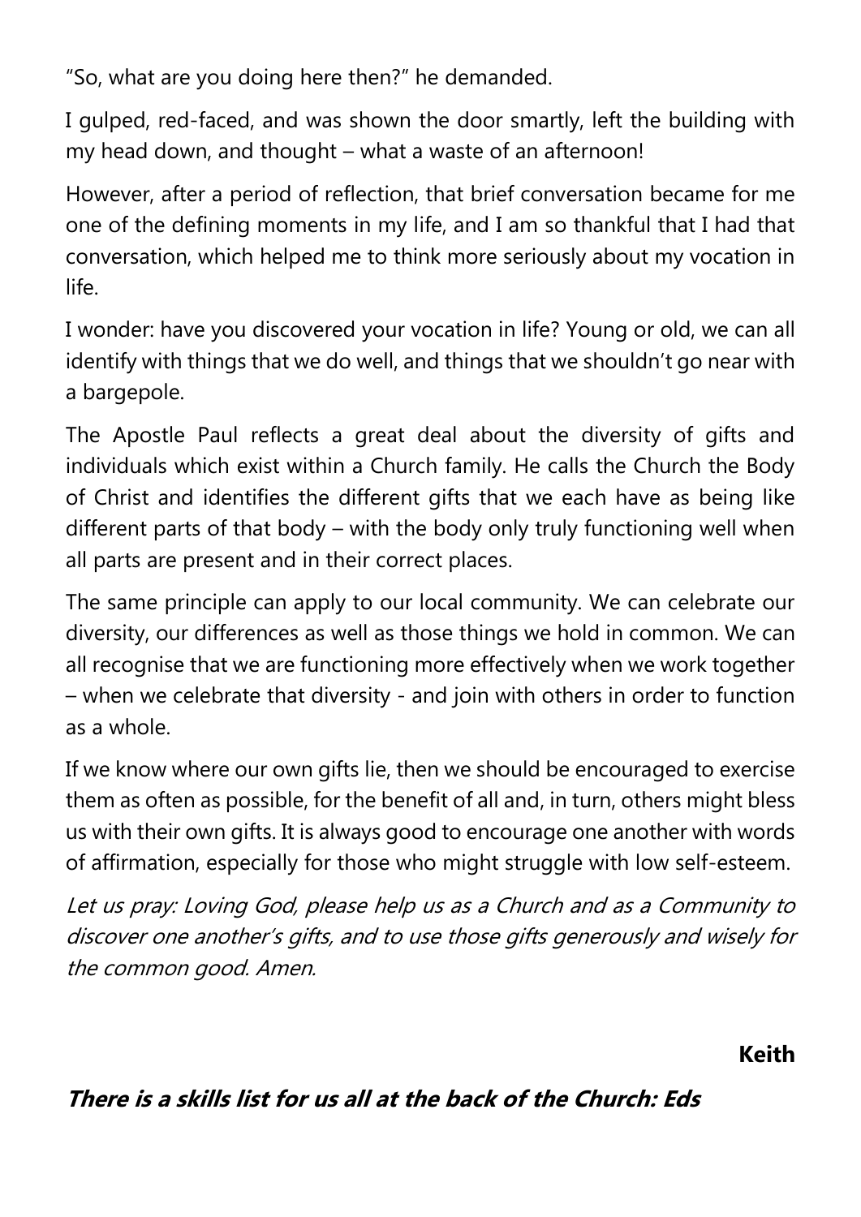"So, what are you doing here then?" he demanded.

I gulped, red-faced, and was shown the door smartly, left the building with my head down, and thought – what a waste of an afternoon!

However, after a period of reflection, that brief conversation became for me one of the defining moments in my life, and I am so thankful that I had that conversation, which helped me to think more seriously about my vocation in life.

I wonder: have you discovered your vocation in life? Young or old, we can all identify with things that we do well, and things that we shouldn't go near with a bargepole.

The Apostle Paul reflects a great deal about the diversity of gifts and individuals which exist within a Church family. He calls the Church the Body of Christ and identifies the different gifts that we each have as being like different parts of that body – with the body only truly functioning well when all parts are present and in their correct places.

The same principle can apply to our local community. We can celebrate our diversity, our differences as well as those things we hold in common. We can all recognise that we are functioning more effectively when we work together – when we celebrate that diversity - and join with others in order to function as a whole.

If we know where our own gifts lie, then we should be encouraged to exercise them as often as possible, for the benefit of all and, in turn, others might bless us with their own gifts. It is always good to encourage one another with words of affirmation, especially for those who might struggle with low self-esteem.

*Let us pray: Loving God, please help us as a Church and as a Community to discover one another's gifts, and to use those gifts generously and wisely for the common good. Amen.*

**Keith**

***There is a skills list for us all at the back of the Church: Eds***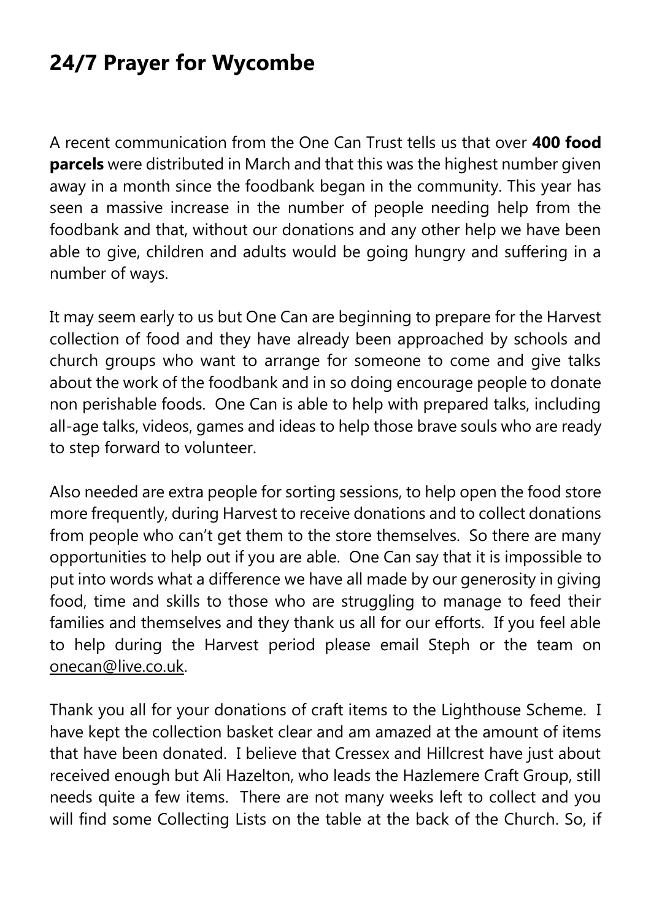## 24/7 Prayer for Wycombe

A recent communication from the One Can Trust tells us that over **400 food parcels** were distributed in March and that this was the highest number given away in a month since the foodbank began in the community. This year has seen a massive increase in the number of people needing help from the foodbank and that, without our donations and any other help we have been able to give, children and adults would be going hungry and suffering in a number of ways.

It may seem early to us but One Can are beginning to prepare for the Harvest collection of food and they have already been approached by schools and church groups who want to arrange for someone to come and give talks about the work of the foodbank and in so doing encourage people to donate non perishable foods. One Can is able to help with prepared talks, including all-age talks, videos, games and ideas to help those brave souls who are ready to step forward to volunteer.

Also needed are extra people for sorting sessions, to help open the food store more frequently, during Harvest to receive donations and to collect donations from people who can't get them to the store themselves. So there are many opportunities to help out if you are able. One Can say that it is impossible to put into words what a difference we have all made by our generosity in giving food, time and skills to those who are struggling to manage to feed their families and themselves and they thank us all for our efforts. If you feel able to help during the Harvest period please email Steph or the team on onecan@live.co.uk.

Thank you all for your donations of craft items to the Lighthouse Scheme. I have kept the collection basket clear and am amazed at the amount of items that have been donated. I believe that Cressex and Hillcrest have just about received enough but Ali Hazelton, who leads the Hazlemere Craft Group, still needs quite a few items. There are not many weeks left to collect and you will find some Collecting Lists on the table at the back of the Church. So, if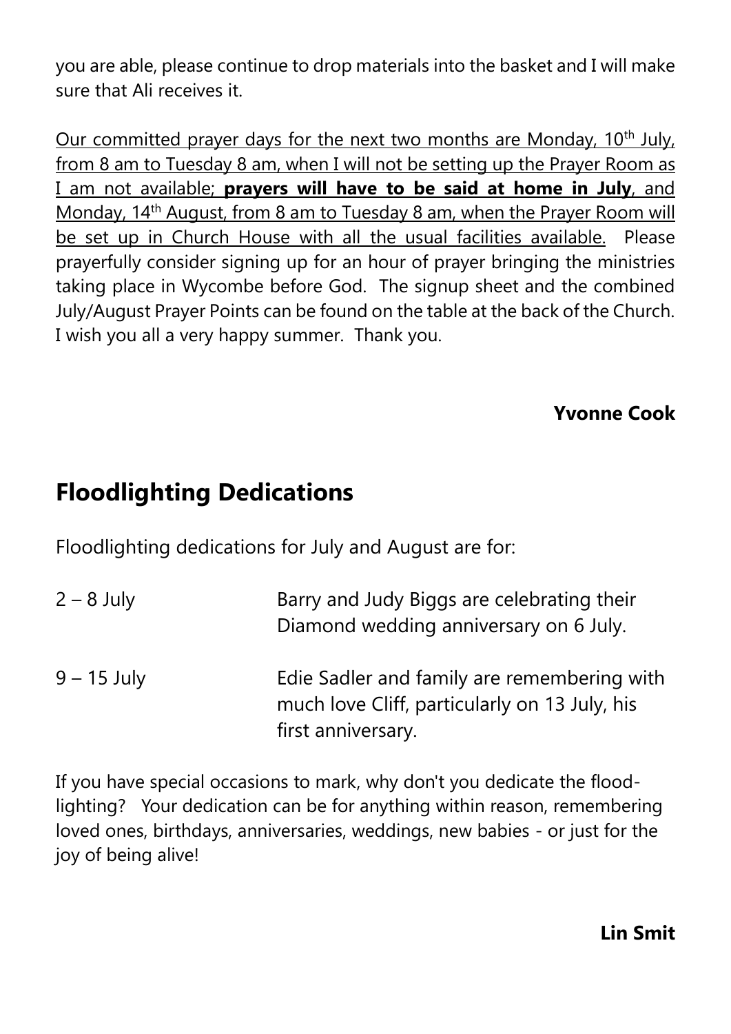you are able, please continue to drop materials into the basket and I will make sure that Ali receives it.

<u>Our committed prayer days for the next two months are Monday, 10th July, from 8 am to Tuesday 8 am, when I will not be setting up the Prayer Room as I am not available; **prayers will have to be said at home in July**, and Monday, 14th August, from 8 am to Tuesday 8 am, when the Prayer Room will be set up in Church House with all the usual facilities available.</u> Please prayerfully consider signing up for an hour of prayer bringing the ministries taking place in Wycombe before God. The signup sheet and the combined July/August Prayer Points can be found on the table at the back of the Church. I wish you all a very happy summer. Thank you.

**Yvonne Cook**

## Floodlighting Dedications

Floodlighting dedications for July and August are for:

| | |
|---|---|
| 2 – 8 July | Barry and Judy Biggs are celebrating their Diamond wedding anniversary on 6 July. |
| 9 – 15 July | Edie Sadler and family are remembering with much love Cliff, particularly on 13 July, his first anniversary. |

If you have special occasions to mark, why don't you dedicate the flood-lighting? Your dedication can be for anything within reason, remembering loved ones, birthdays, anniversaries, weddings, new babies - or just for the joy of being alive!

**Lin Smit**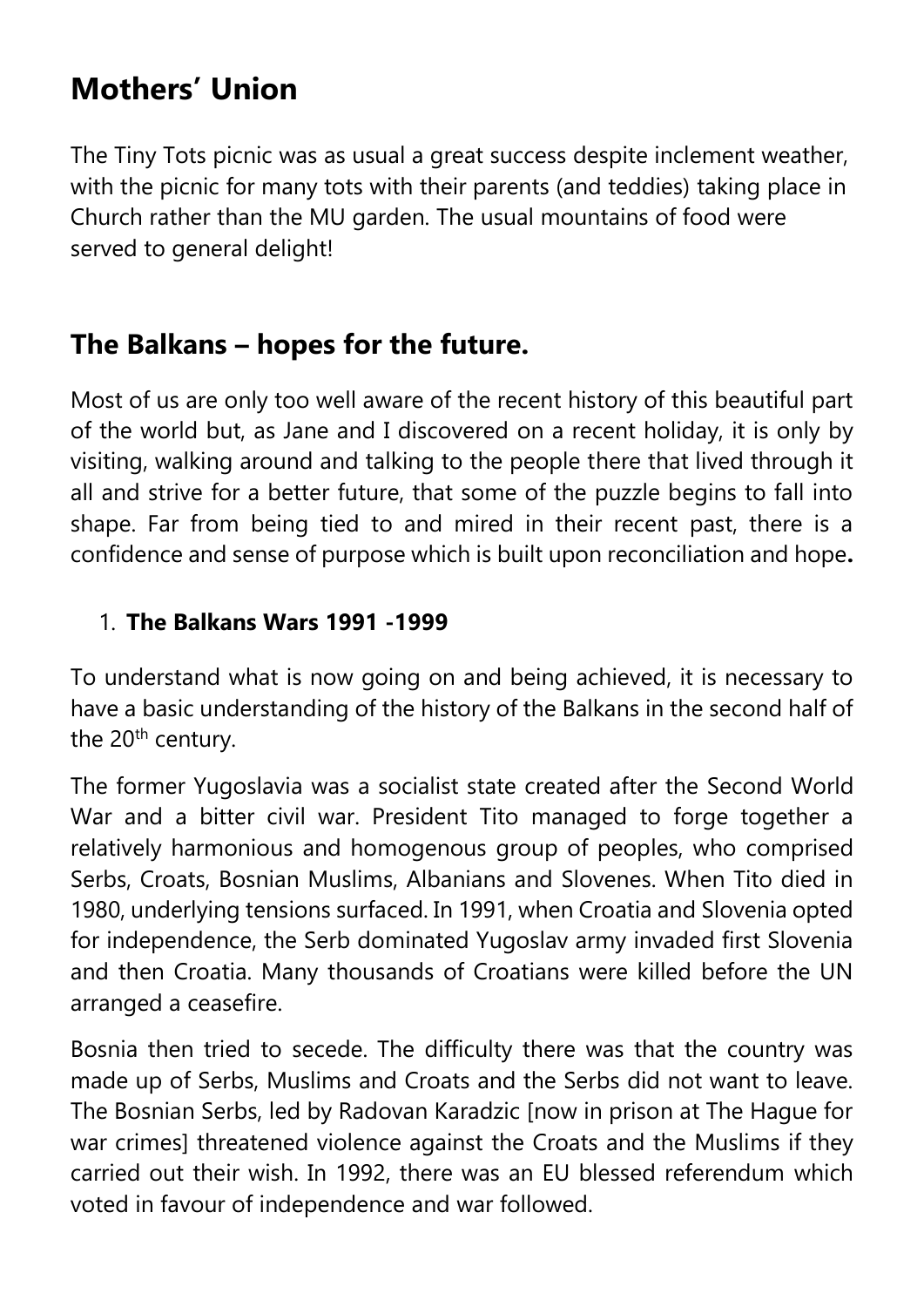## Mothers' Union

The Tiny Tots picnic was as usual a great success despite inclement weather, with the picnic for many tots with their parents (and teddies) taking place in Church rather than the MU garden. The usual mountains of food were served to general delight!

## The Balkans – hopes for the future.

Most of us are only too well aware of the recent history of this beautiful part of the world but, as Jane and I discovered on a recent holiday, it is only by visiting, walking around and talking to the people there that lived through it all and strive for a better future, that some of the puzzle begins to fall into shape. Far from being tied to and mired in their recent past, there is a confidence and sense of purpose which is built upon reconciliation and hope**.**

1. **The Balkans Wars 1991 -1999**

To understand what is now going on and being achieved, it is necessary to have a basic understanding of the history of the Balkans in the second half of the 20th century.

The former Yugoslavia was a socialist state created after the Second World War and a bitter civil war. President Tito managed to forge together a relatively harmonious and homogenous group of peoples, who comprised Serbs, Croats, Bosnian Muslims, Albanians and Slovenes. When Tito died in 1980, underlying tensions surfaced. In 1991, when Croatia and Slovenia opted for independence, the Serb dominated Yugoslav army invaded first Slovenia and then Croatia. Many thousands of Croatians were killed before the UN arranged a ceasefire.

Bosnia then tried to secede. The difficulty there was that the country was made up of Serbs, Muslims and Croats and the Serbs did not want to leave. The Bosnian Serbs, led by Radovan Karadzic [now in prison at The Hague for war crimes] threatened violence against the Croats and the Muslims if they carried out their wish. In 1992, there was an EU blessed referendum which voted in favour of independence and war followed.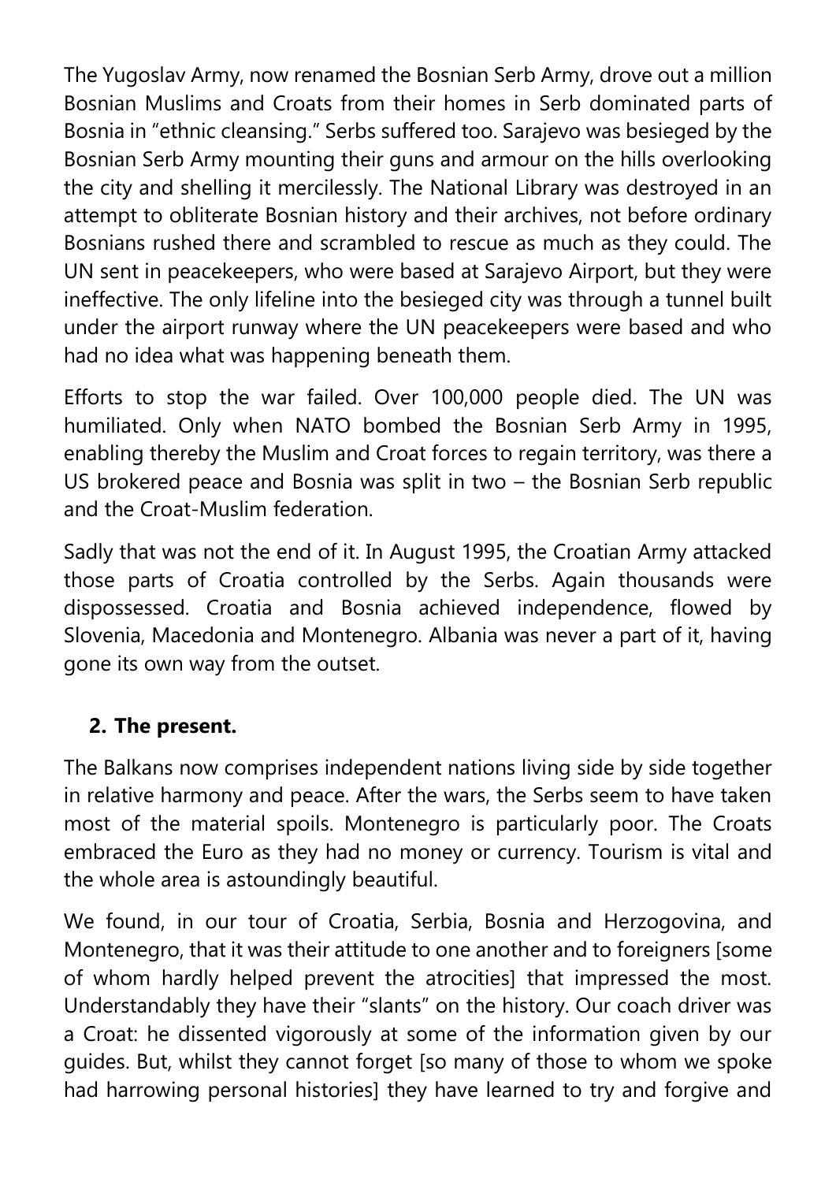The Yugoslav Army, now renamed the Bosnian Serb Army, drove out a million Bosnian Muslims and Croats from their homes in Serb dominated parts of Bosnia in "ethnic cleansing." Serbs suffered too. Sarajevo was besieged by the Bosnian Serb Army mounting their guns and armour on the hills overlooking the city and shelling it mercilessly. The National Library was destroyed in an attempt to obliterate Bosnian history and their archives, not before ordinary Bosnians rushed there and scrambled to rescue as much as they could. The UN sent in peacekeepers, who were based at Sarajevo Airport, but they were ineffective. The only lifeline into the besieged city was through a tunnel built under the airport runway where the UN peacekeepers were based and who had no idea what was happening beneath them.

Efforts to stop the war failed. Over 100,000 people died. The UN was humiliated. Only when NATO bombed the Bosnian Serb Army in 1995, enabling thereby the Muslim and Croat forces to regain territory, was there a US brokered peace and Bosnia was split in two – the Bosnian Serb republic and the Croat-Muslim federation.

Sadly that was not the end of it. In August 1995, the Croatian Army attacked those parts of Croatia controlled by the Serbs. Again thousands were dispossessed. Croatia and Bosnia achieved independence, flowed by Slovenia, Macedonia and Montenegro. Albania was never a part of it, having gone its own way from the outset.

## 2. The present.

The Balkans now comprises independent nations living side by side together in relative harmony and peace. After the wars, the Serbs seem to have taken most of the material spoils. Montenegro is particularly poor. The Croats embraced the Euro as they had no money or currency. Tourism is vital and the whole area is astoundingly beautiful.

We found, in our tour of Croatia, Serbia, Bosnia and Herzogovina, and Montenegro, that it was their attitude to one another and to foreigners [some of whom hardly helped prevent the atrocities] that impressed the most. Understandably they have their "slants" on the history. Our coach driver was a Croat: he dissented vigorously at some of the information given by our guides. But, whilst they cannot forget [so many of those to whom we spoke had harrowing personal histories] they have learned to try and forgive and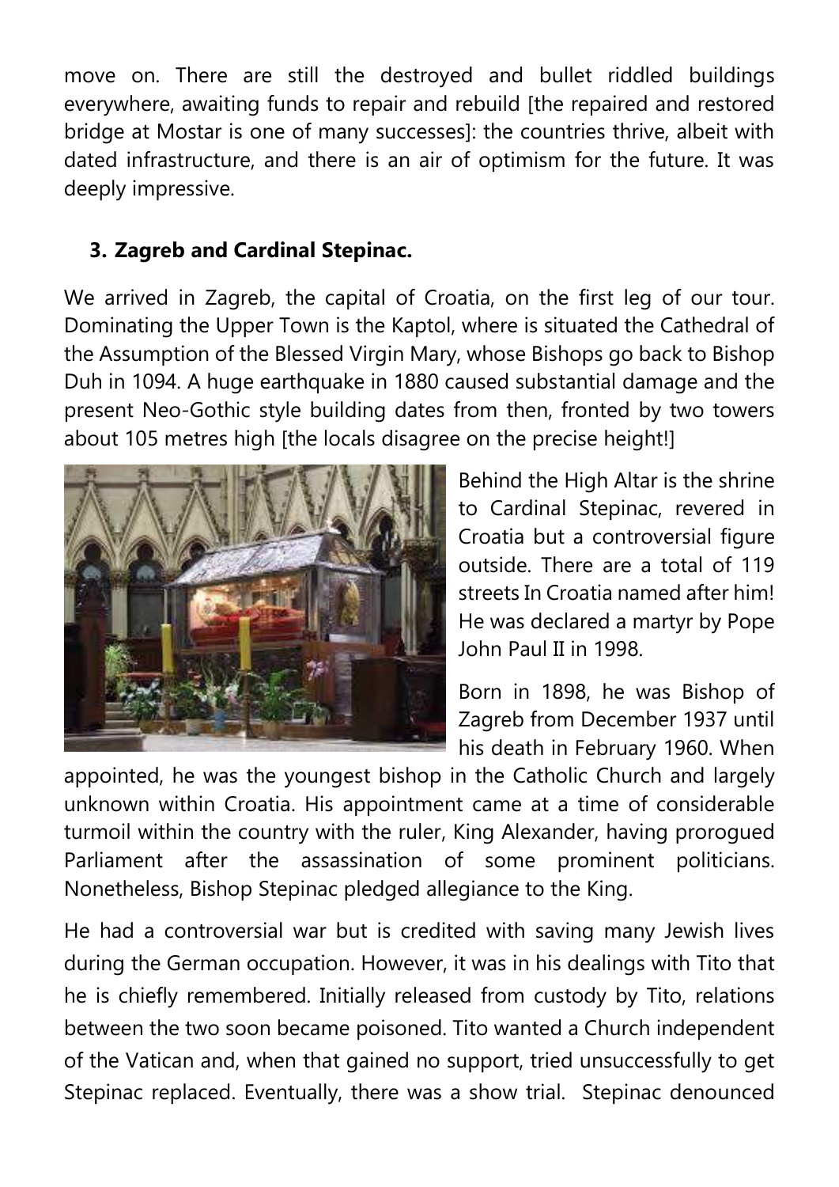move on. There are still the destroyed and bullet riddled buildings everywhere, awaiting funds to repair and rebuild [the repaired and restored bridge at Mostar is one of many successes]: the countries thrive, albeit with dated infrastructure, and there is an air of optimism for the future. It was deeply impressive.

### 3. Zagreb and Cardinal Stepinac.

We arrived in Zagreb, the capital of Croatia, on the first leg of our tour. Dominating the Upper Town is the Kaptol, where is situated the Cathedral of the Assumption of the Blessed Virgin Mary, whose Bishops go back to Bishop Duh in 1094. A huge earthquake in 1880 caused substantial damage and the present Neo-Gothic style building dates from then, fronted by two towers about 105 metres high [the locals disagree on the precise height!]

Behind the High Altar is the shrine to Cardinal Stepinac, revered in Croatia but a controversial figure outside. There are a total of 119 streets In Croatia named after him! He was declared a martyr by Pope John Paul II in 1998.

Born in 1898, he was Bishop of Zagreb from December 1937 until his death in February 1960. When appointed, he was the youngest bishop in the Catholic Church and largely unknown within Croatia. His appointment came at a time of considerable turmoil within the country with the ruler, King Alexander, having prorogued Parliament after the assassination of some prominent politicians. Nonetheless, Bishop Stepinac pledged allegiance to the King.

He had a controversial war but is credited with saving many Jewish lives during the German occupation. However, it was in his dealings with Tito that he is chiefly remembered. Initially released from custody by Tito, relations between the two soon became poisoned. Tito wanted a Church independent of the Vatican and, when that gained no support, tried unsuccessfully to get Stepinac replaced. Eventually, there was a show trial. Stepinac denounced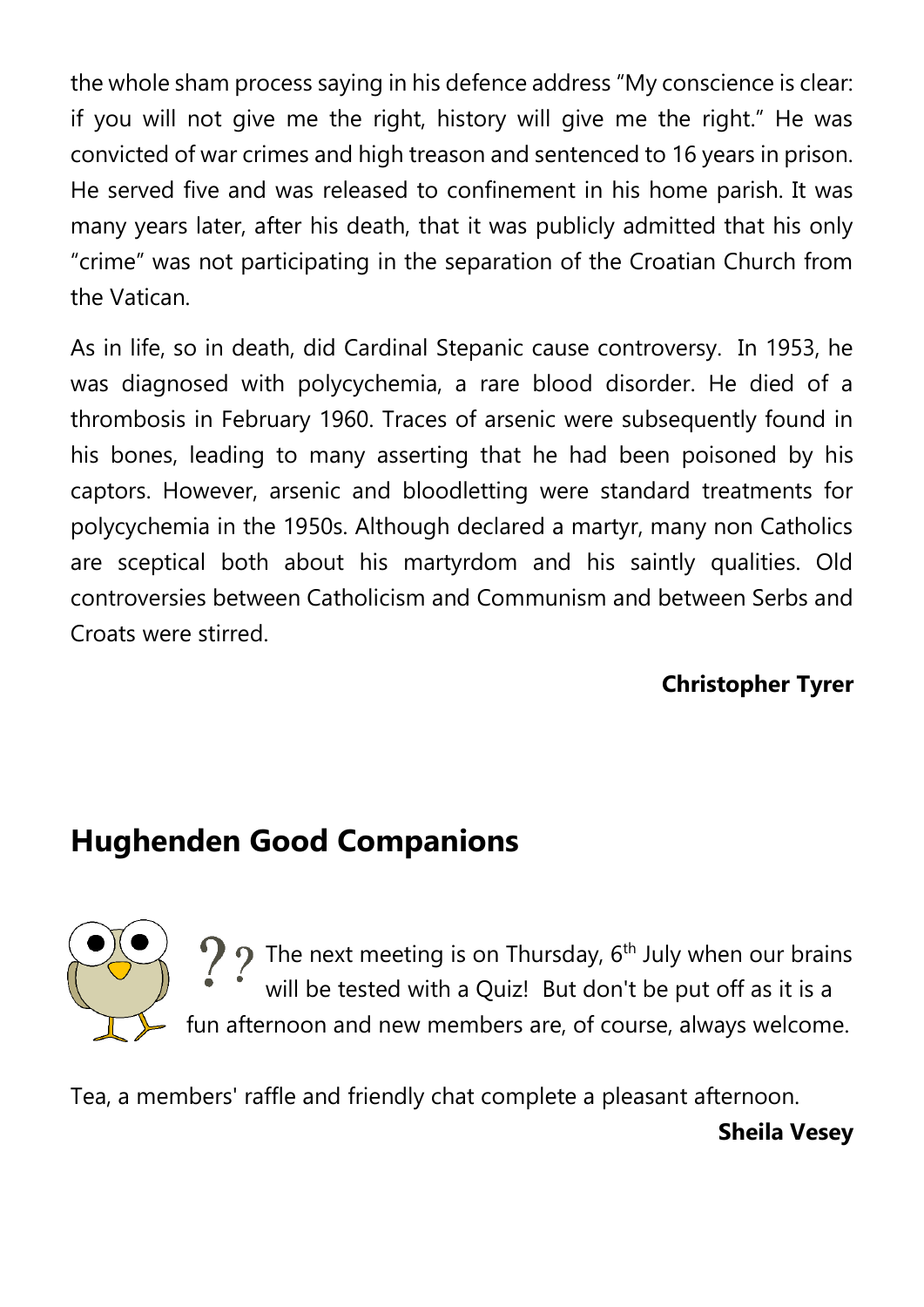the whole sham process saying in his defence address "My conscience is clear: if you will not give me the right, history will give me the right." He was convicted of war crimes and high treason and sentenced to 16 years in prison. He served five and was released to confinement in his home parish. It was many years later, after his death, that it was publicly admitted that his only "crime" was not participating in the separation of the Croatian Church from the Vatican.

As in life, so in death, did Cardinal Stepanic cause controversy. In 1953, he was diagnosed with polycychemia, a rare blood disorder. He died of a thrombosis in February 1960. Traces of arsenic were subsequently found in his bones, leading to many asserting that he had been poisoned by his captors. However, arsenic and bloodletting were standard treatments for polycychemia in the 1950s. Although declared a martyr, many non Catholics are sceptical both about his martyrdom and his saintly qualities. Old controversies between Catholicism and Communism and between Serbs and Croats were stirred.

**Christopher Tyrer**

## Hughenden Good Companions

The next meeting is on Thursday, 6th July when our brains will be tested with a Quiz! But don't be put off as it is a fun afternoon and new members are, of course, always welcome.

Tea, a members' raffle and friendly chat complete a pleasant afternoon.

**Sheila Vesey**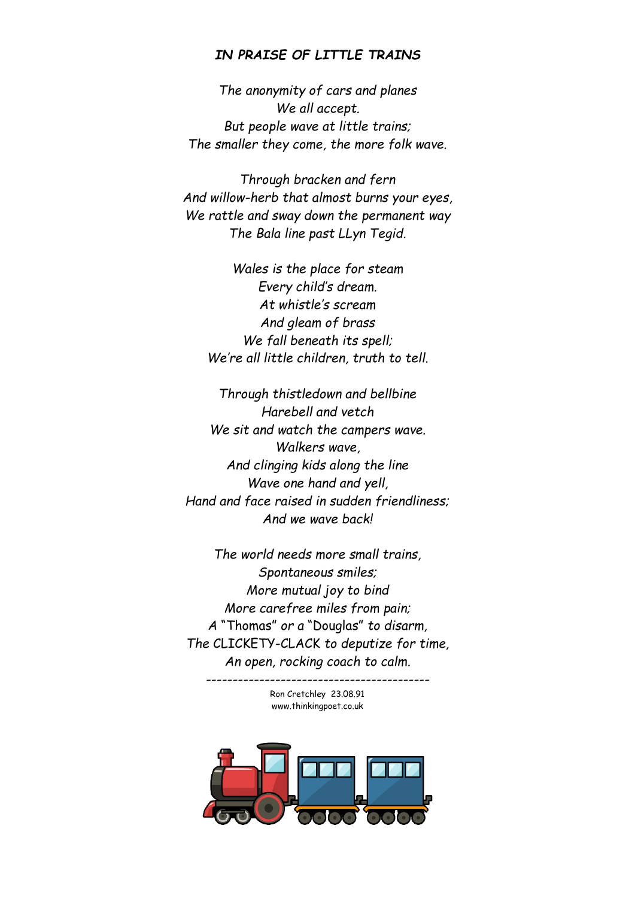***IN PRAISE OF LITTLE TRAINS***

*The anonymity of cars and planes*
*We all accept.*
*But people wave at little trains;*
*The smaller they come, the more folk wave.*

*Through bracken and fern*
*And willow-herb that almost burns your eyes,*
*We rattle and sway down the permanent way*
*The Bala line past LLyn Tegid.*

*Wales is the place for steam*
*Every child's dream.*
*At whistle's scream*
*And gleam of brass*
*We fall beneath its spell;*
*We're all little children, truth to tell.*

*Through thistledown and bellbine*
*Harebell and vetch*
*We sit and watch the campers wave.*
*Walkers wave,*
*And clinging kids along the line*
*Wave one hand and yell,*
*Hand and face raised in sudden friendliness;*
*And we wave back!*

*The world needs more small trains,*
*Spontaneous smiles;*
*More mutual joy to bind*
*More carefree miles from pain;*
*A* "Thomas" *or a* "Douglas" *to disarm,*
*The CLICKETY-CLACK to deputize for time,*
*An open, rocking coach to calm.*

---

Ron Cretchley 23.08.91
www.thinkingpoet.co.uk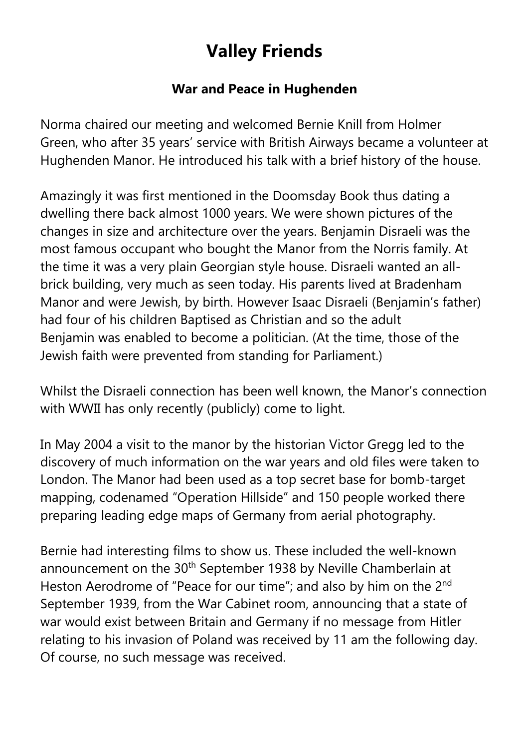# Valley Friends

## War and Peace in Hughenden

Norma chaired our meeting and welcomed Bernie Knill from Holmer Green, who after 35 years' service with British Airways became a volunteer at Hughenden Manor. He introduced his talk with a brief history of the house.

Amazingly it was first mentioned in the Doomsday Book thus dating a dwelling there back almost 1000 years. We were shown pictures of the changes in size and architecture over the years. Benjamin Disraeli was the most famous occupant who bought the Manor from the Norris family. At the time it was a very plain Georgian style house. Disraeli wanted an all-brick building, very much as seen today. His parents lived at Bradenham Manor and were Jewish, by birth. However Isaac Disraeli (Benjamin's father) had four of his children Baptised as Christian and so the adult Benjamin was enabled to become a politician. (At the time, those of the Jewish faith were prevented from standing for Parliament.)

Whilst the Disraeli connection has been well known, the Manor's connection with WWII has only recently (publicly) come to light.

In May 2004 a visit to the manor by the historian Victor Gregg led to the discovery of much information on the war years and old files were taken to London. The Manor had been used as a top secret base for bomb-target mapping, codenamed "Operation Hillside" and 150 people worked there preparing leading edge maps of Germany from aerial photography.

Bernie had interesting films to show us. These included the well-known announcement on the 30th September 1938 by Neville Chamberlain at Heston Aerodrome of "Peace for our time"; and also by him on the 2nd September 1939, from the War Cabinet room, announcing that a state of war would exist between Britain and Germany if no message from Hitler relating to his invasion of Poland was received by 11 am the following day. Of course, no such message was received.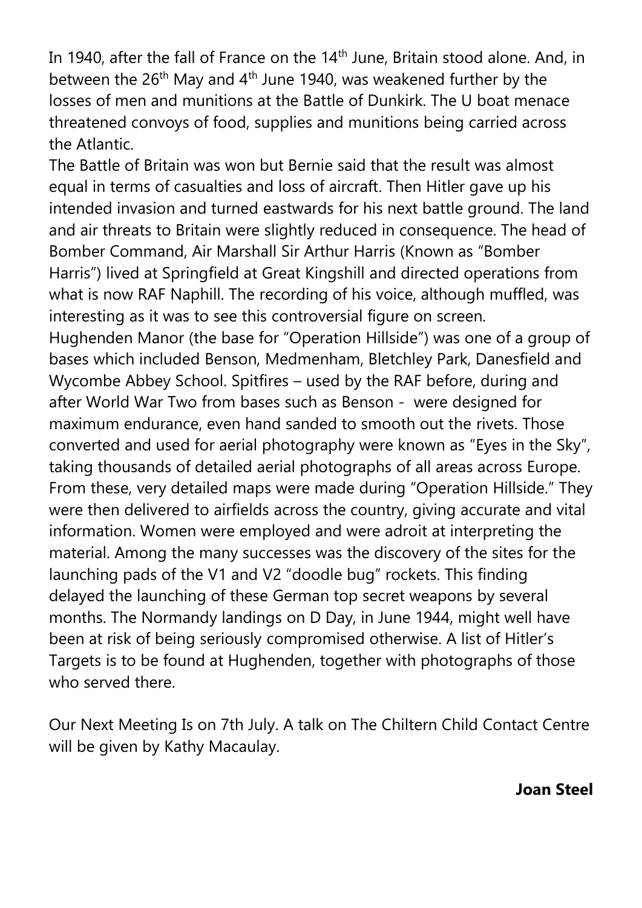In 1940, after the fall of France on the 14th June, Britain stood alone. And, in between the 26th May and 4th June 1940, was weakened further by the losses of men and munitions at the Battle of Dunkirk. The U boat menace threatened convoys of food, supplies and munitions being carried across the Atlantic.

The Battle of Britain was won but Bernie said that the result was almost equal in terms of casualties and loss of aircraft. Then Hitler gave up his intended invasion and turned eastwards for his next battle ground. The land and air threats to Britain were slightly reduced in consequence. The head of Bomber Command, Air Marshall Sir Arthur Harris (Known as "Bomber Harris") lived at Springfield at Great Kingshill and directed operations from what is now RAF Naphill. The recording of his voice, although muffled, was interesting as it was to see this controversial figure on screen.

Hughenden Manor (the base for "Operation Hillside") was one of a group of bases which included Benson, Medmenham, Bletchley Park, Danesfield and Wycombe Abbey School. Spitfires – used by the RAF before, during and after World War Two from bases such as Benson - were designed for maximum endurance, even hand sanded to smooth out the rivets. Those converted and used for aerial photography were known as "Eyes in the Sky", taking thousands of detailed aerial photographs of all areas across Europe. From these, very detailed maps were made during "Operation Hillside." They were then delivered to airfields across the country, giving accurate and vital information. Women were employed and were adroit at interpreting the material. Among the many successes was the discovery of the sites for the launching pads of the V1 and V2 "doodle bug" rockets. This finding delayed the launching of these German top secret weapons by several months. The Normandy landings on D Day, in June 1944, might well have been at risk of being seriously compromised otherwise. A list of Hitler's Targets is to be found at Hughenden, together with photographs of those who served there.

Our Next Meeting Is on 7th July. A talk on The Chiltern Child Contact Centre will be given by Kathy Macaulay.

**Joan Steel**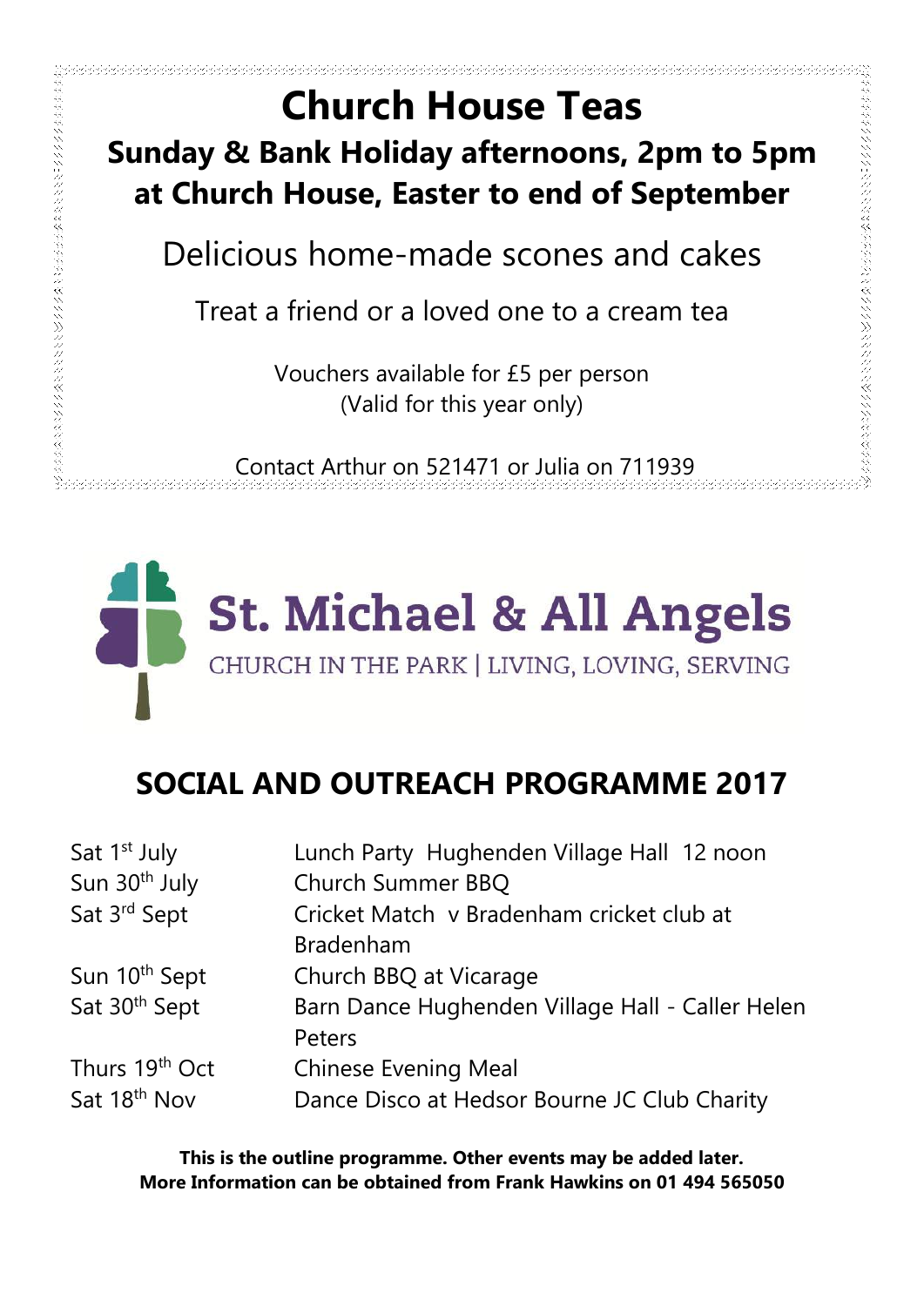# Church House Teas

## Sunday & Bank Holiday afternoons, 2pm to 5pm at Church House, Easter to end of September

Delicious home-made scones and cakes

Treat a friend or a loved one to a cream tea

Vouchers available for £5 per person
(Valid for this year only)

Contact Arthur on 521471 or Julia on 711939

## St. Michael & All Angels

CHURCH IN THE PARK | LIVING, LOVING, SERVING

## SOCIAL AND OUTREACH PROGRAMME 2017

| | |
|---|---|
| Sat 1st July | Lunch Party Hughenden Village Hall 12 noon |
| Sun 30th July | Church Summer BBQ |
| Sat 3rd Sept | Cricket Match v Bradenham cricket club at Bradenham |
| Sun 10th Sept | Church BBQ at Vicarage |
| Sat 30th Sept | Barn Dance Hughenden Village Hall - Caller Helen Peters |
| Thurs 19th Oct | Chinese Evening Meal |
| Sat 18th Nov | Dance Disco at Hedsor Bourne JC Club Charity |

**This is the outline programme. Other events may be added later.**
**More Information can be obtained from Frank Hawkins on 01 494 565050**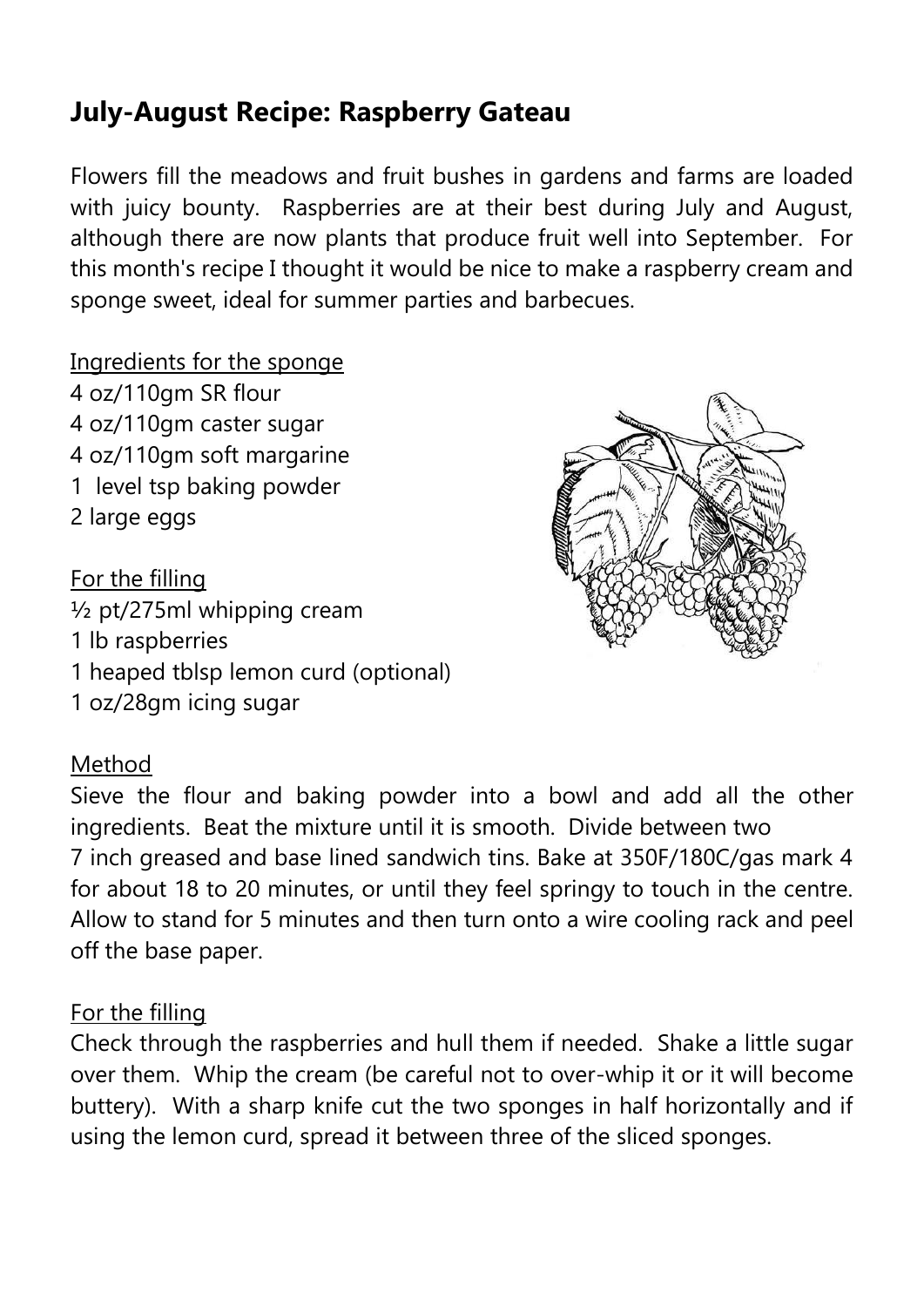## July-August Recipe: Raspberry Gateau

Flowers fill the meadows and fruit bushes in gardens and farms are loaded with juicy bounty. Raspberries are at their best during July and August, although there are now plants that produce fruit well into September. For this month's recipe I thought it would be nice to make a raspberry cream and sponge sweet, ideal for summer parties and barbecues.

<u>Ingredients for the sponge</u>

4 oz/110gm SR flour  
4 oz/110gm caster sugar  
4 oz/110gm soft margarine  
1 level tsp baking powder  
2 large eggs

<u>For the filling</u>

½ pt/275ml whipping cream  
1 lb raspberries  
1 heaped tblsp lemon curd (optional)  
1 oz/28gm icing sugar

<u>Method</u>

Sieve the flour and baking powder into a bowl and add all the other ingredients. Beat the mixture until it is smooth. Divide between two 7 inch greased and base lined sandwich tins. Bake at 350F/180C/gas mark 4 for about 18 to 20 minutes, or until they feel springy to touch in the centre. Allow to stand for 5 minutes and then turn onto a wire cooling rack and peel off the base paper.

<u>For the filling</u>

Check through the raspberries and hull them if needed. Shake a little sugar over them. Whip the cream (be careful not to over-whip it or it will become buttery). With a sharp knife cut the two sponges in half horizontally and if using the lemon curd, spread it between three of the sliced sponges.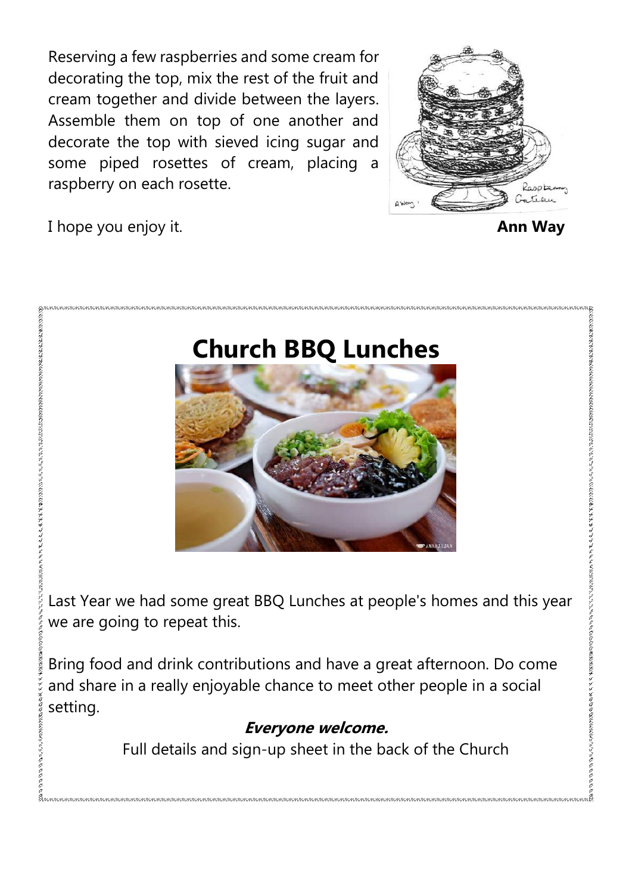Reserving a few raspberries and some cream for decorating the top, mix the rest of the fruit and cream together and divide between the layers. Assemble them on top of one another and decorate the top with sieved icing sugar and some piped rosettes of cream, placing a raspberry on each rosette.

I hope you enjoy it.

**Ann Way**

# Church BBQ Lunches

Last Year we had some great BBQ Lunches at people's homes and this year we are going to repeat this.

Bring food and drink contributions and have a great afternoon. Do come and share in a really enjoyable chance to meet other people in a social setting.

***Everyone welcome.***

Full details and sign-up sheet in the back of the Church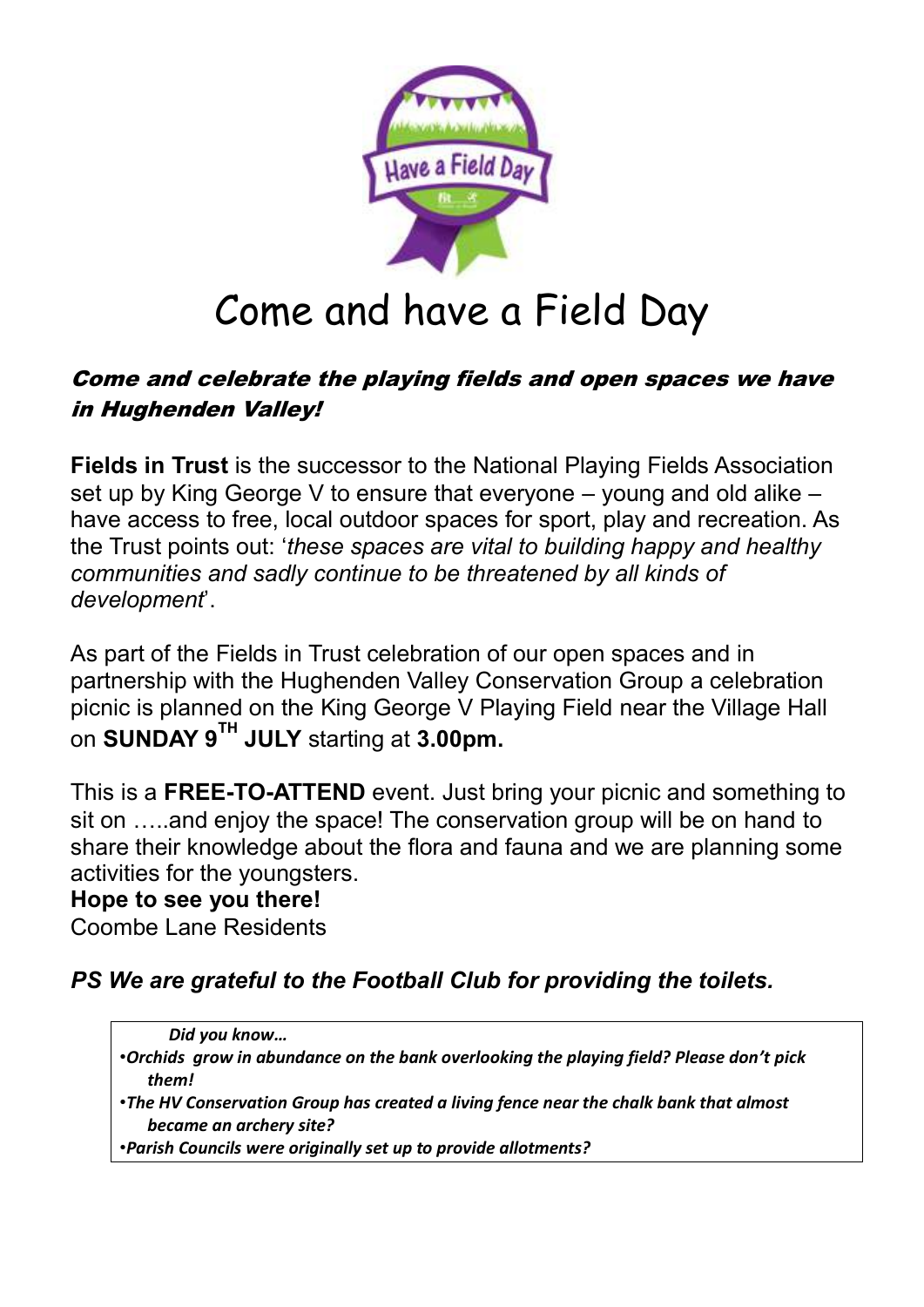# Come and have a Field Day

***Come and celebrate the playing fields and open spaces we have in Hughenden Valley!***

**Fields in Trust** is the successor to the National Playing Fields Association set up by King George V to ensure that everyone – young and old alike – have access to free, local outdoor spaces for sport, play and recreation. As the Trust points out: '*these spaces are vital to building happy and healthy communities and sadly continue to be threatened by all kinds of development*'.

As part of the Fields in Trust celebration of our open spaces and in partnership with the Hughenden Valley Conservation Group a celebration picnic is planned on the King George V Playing Field near the Village Hall on **SUNDAY 9TH JULY** starting at **3.00pm.**

This is a **FREE-TO-ATTEND** event. Just bring your picnic and something to sit on …..and enjoy the space! The conservation group will be on hand to share their knowledge about the flora and fauna and we are planning some activities for the youngsters.

**Hope to see you there!**
Coombe Lane Residents

***PS We are grateful to the Football Club for providing the toilets.***

***Did you know…***

- ***Orchids grow in abundance on the bank overlooking the playing field? Please don't pick them!***
- ***The HV Conservation Group has created a living fence near the chalk bank that almost became an archery site?***
- ***Parish Councils were originally set up to provide allotments?***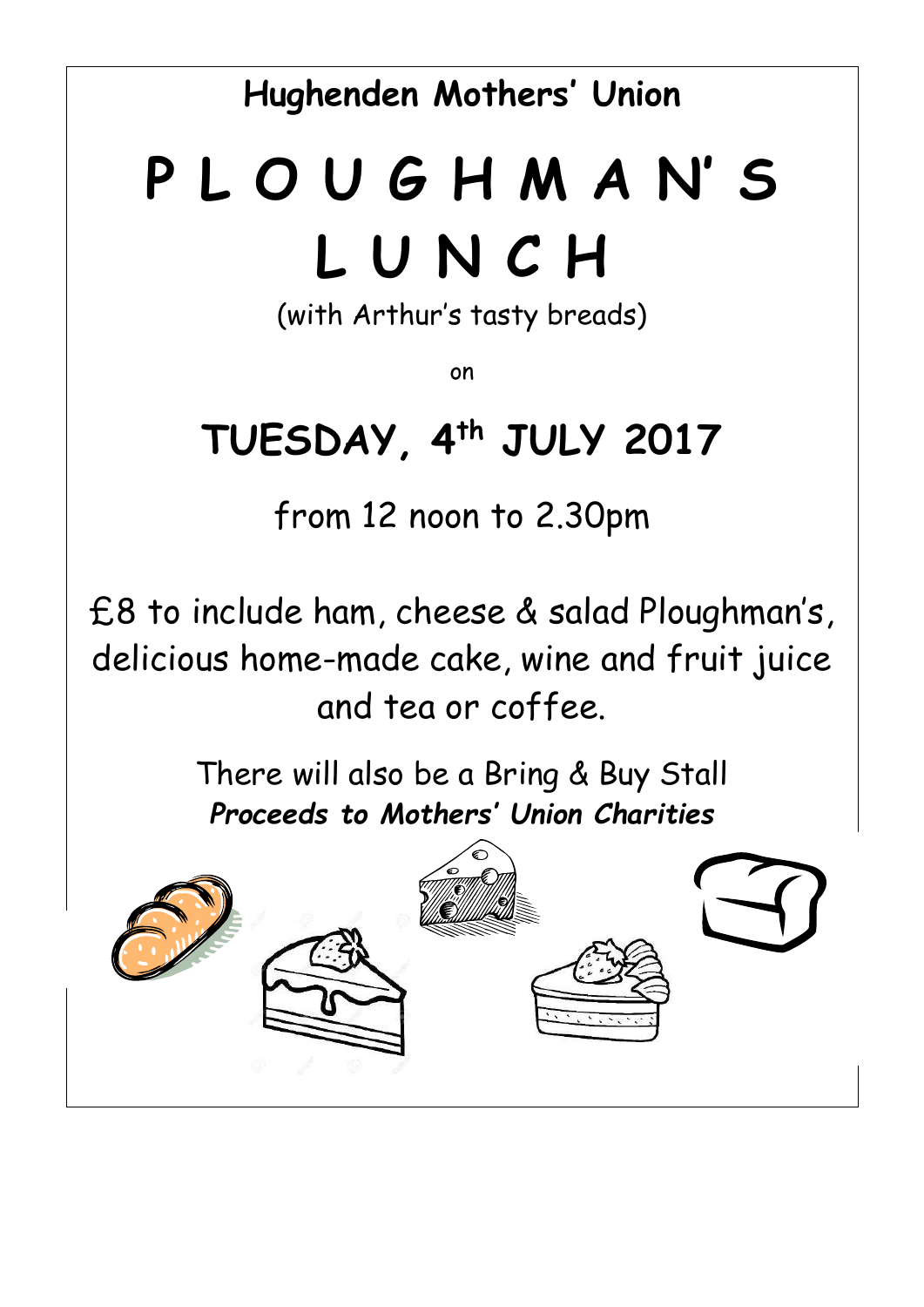## Hughenden Mothers' Union

# PLOUGHMAN'S LUNCH

(with Arthur's tasty breads)

on

## TUESDAY, 4th JULY 2017

from 12 noon to 2.30pm

£8 to include ham, cheese & salad Ploughman's, delicious home-made cake, wine and fruit juice and tea or coffee.

There will also be a Bring & Buy Stall

***Proceeds to Mothers' Union Charities***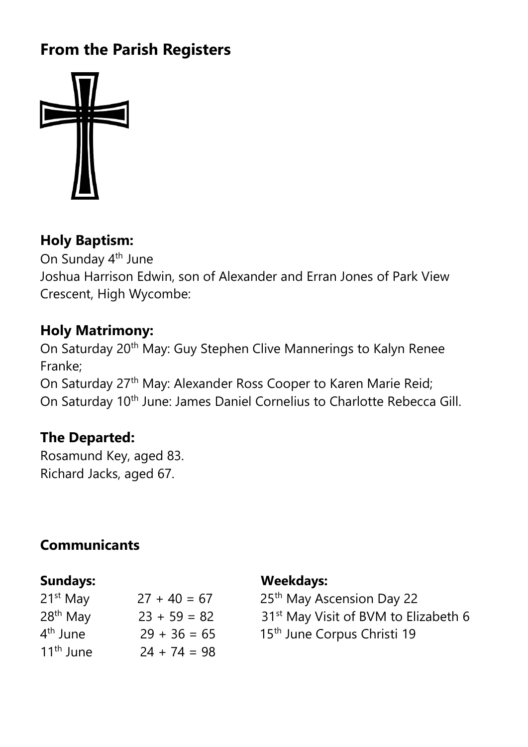## From the Parish Registers

### Holy Baptism:

On Sunday 4th June
Joshua Harrison Edwin, son of Alexander and Erran Jones of Park View Crescent, High Wycombe:

### Holy Matrimony:

On Saturday 20th May: Guy Stephen Clive Mannerings to Kalyn Renee Franke;
On Saturday 27th May: Alexander Ross Cooper to Karen Marie Reid;
On Saturday 10th June: James Daniel Cornelius to Charlotte Rebecca Gill.

### The Departed:

Rosamund Key, aged 83.
Richard Jacks, aged 67.

### Communicants

**Sundays:**

| | |
|---|---|
| 21st May | 27 + 40 = 67 |
| 28th May | 23 + 59 = 82 |
| 4th June | 29 + 36 = 65 |
| 11th June | 24 + 74 = 98 |

**Weekdays:**

25th May Ascension Day 22
31st May Visit of BVM to Elizabeth 6
15th June Corpus Christi 19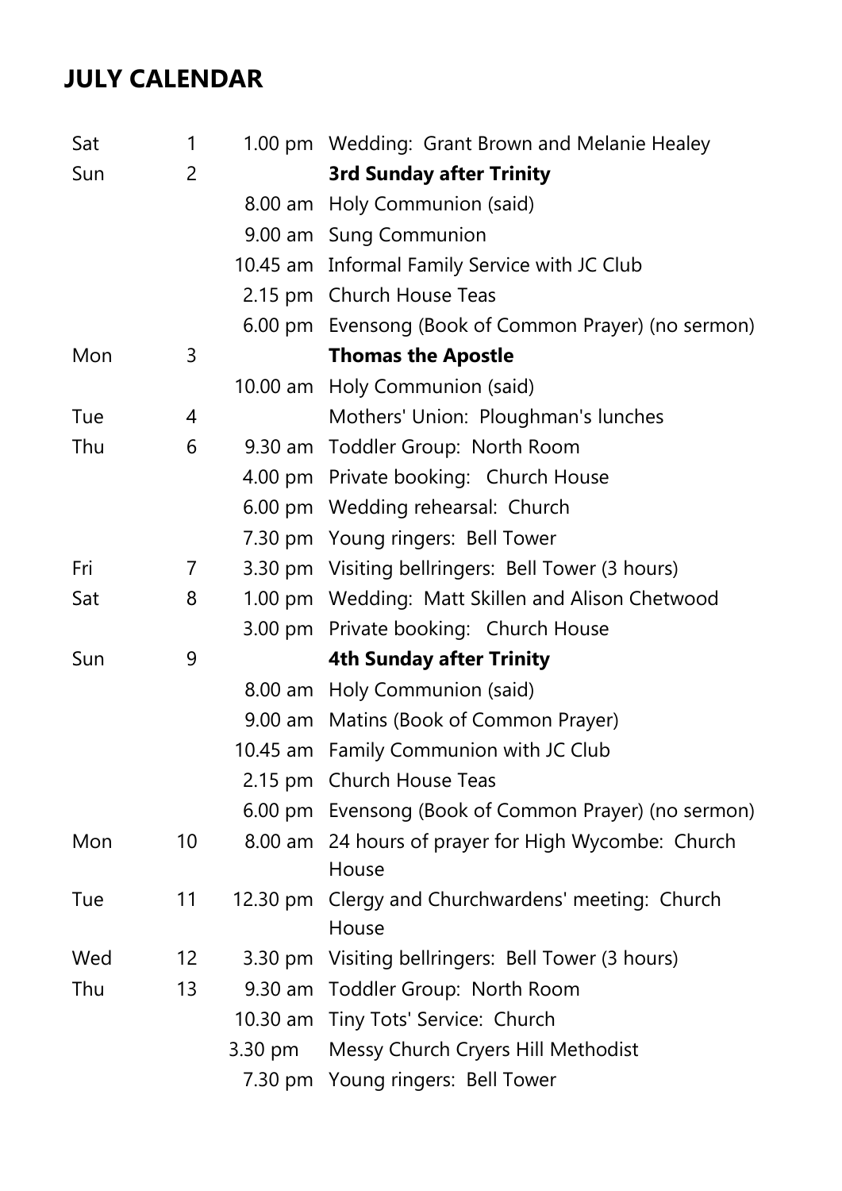## JULY CALENDAR

| | | | |
|---|---|---|---|
| Sat | 1 | 1.00 pm | Wedding: Grant Brown and Melanie Healey |
| Sun | 2 | | **3rd Sunday after Trinity** |
| | | 8.00 am | Holy Communion (said) |
| | | 9.00 am | Sung Communion |
| | | 10.45 am | Informal Family Service with JC Club |
| | | 2.15 pm | Church House Teas |
| | | 6.00 pm | Evensong (Book of Common Prayer) (no sermon) |
| Mon | 3 | | **Thomas the Apostle** |
| | | 10.00 am | Holy Communion (said) |
| Tue | 4 | | Mothers' Union: Ploughman's lunches |
| Thu | 6 | 9.30 am | Toddler Group: North Room |
| | | 4.00 pm | Private booking: Church House |
| | | 6.00 pm | Wedding rehearsal: Church |
| | | 7.30 pm | Young ringers: Bell Tower |
| Fri | 7 | 3.30 pm | Visiting bellringers: Bell Tower (3 hours) |
| Sat | 8 | 1.00 pm | Wedding: Matt Skillen and Alison Chetwood |
| | | 3.00 pm | Private booking: Church House |
| Sun | 9 | | **4th Sunday after Trinity** |
| | | 8.00 am | Holy Communion (said) |
| | | 9.00 am | Matins (Book of Common Prayer) |
| | | 10.45 am | Family Communion with JC Club |
| | | 2.15 pm | Church House Teas |
| | | 6.00 pm | Evensong (Book of Common Prayer) (no sermon) |
| Mon | 10 | 8.00 am | 24 hours of prayer for High Wycombe: Church House |
| Tue | 11 | 12.30 pm | Clergy and Churchwardens' meeting: Church House |
| Wed | 12 | 3.30 pm | Visiting bellringers: Bell Tower (3 hours) |
| Thu | 13 | 9.30 am | Toddler Group: North Room |
| | | 10.30 am | Tiny Tots' Service: Church |
| | | 3.30 pm | Messy Church Cryers Hill Methodist |
| | | 7.30 pm | Young ringers: Bell Tower |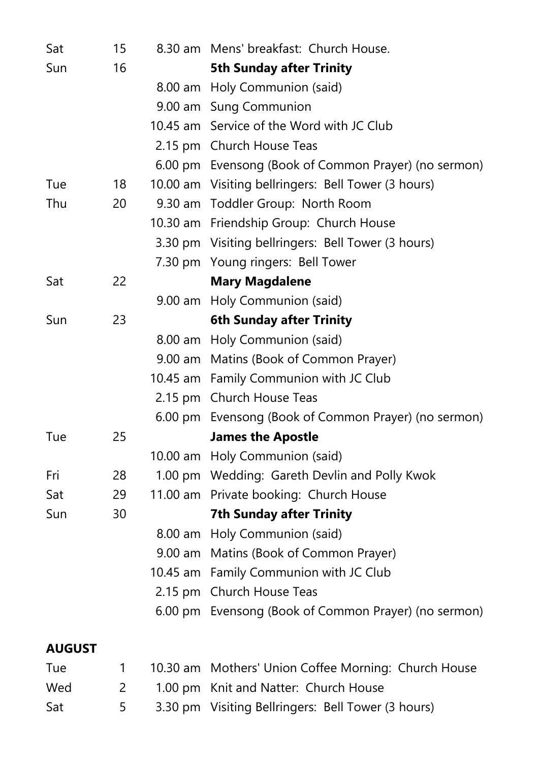| | | | |
|---|---|---|---|
| Sat | 15 | 8.30 am | Mens' breakfast:  Church House. |
| Sun | 16 | | **5th Sunday after Trinity** |
| | | 8.00 am | Holy Communion (said) |
| | | 9.00 am | Sung Communion |
| | | 10.45 am | Service of the Word with JC Club |
| | | 2.15 pm | Church House Teas |
| | | 6.00 pm | Evensong (Book of Common Prayer) (no sermon) |
| Tue | 18 | 10.00 am | Visiting bellringers:  Bell Tower (3 hours) |
| Thu | 20 | 9.30 am | Toddler Group:  North Room |
| | | 10.30 am | Friendship Group:  Church House |
| | | 3.30 pm | Visiting bellringers:  Bell Tower (3 hours) |
| | | 7.30 pm | Young ringers:  Bell Tower |
| Sat | 22 | | **Mary Magdalene** |
| | | 9.00 am | Holy Communion (said) |
| Sun | 23 | | **6th Sunday after Trinity** |
| | | 8.00 am | Holy Communion (said) |
| | | 9.00 am | Matins (Book of Common Prayer) |
| | | 10.45 am | Family Communion with JC Club |
| | | 2.15 pm | Church House Teas |
| | | 6.00 pm | Evensong (Book of Common Prayer) (no sermon) |
| Tue | 25 | | **James the Apostle** |
| | | 10.00 am | Holy Communion (said) |
| Fri | 28 | 1.00 pm | Wedding:  Gareth Devlin and Polly Kwok |
| Sat | 29 | 11.00 am | Private booking:  Church House |
| Sun | 30 | | **7th Sunday after Trinity** |
| | | 8.00 am | Holy Communion (said) |
| | | 9.00 am | Matins (Book of Common Prayer) |
| | | 10.45 am | Family Communion with JC Club |
| | | 2.15 pm | Church House Teas |
| | | 6.00 pm | Evensong (Book of Common Prayer) (no sermon) |

**AUGUST**

| | | | |
|---|---|---|---|
| Tue | 1 | 10.30 am | Mothers' Union Coffee Morning:  Church House |
| Wed | 2 | 1.00 pm | Knit and Natter:  Church House |
| Sat | 5 | 3.30 pm | Visiting Bellringers:  Bell Tower (3 hours) |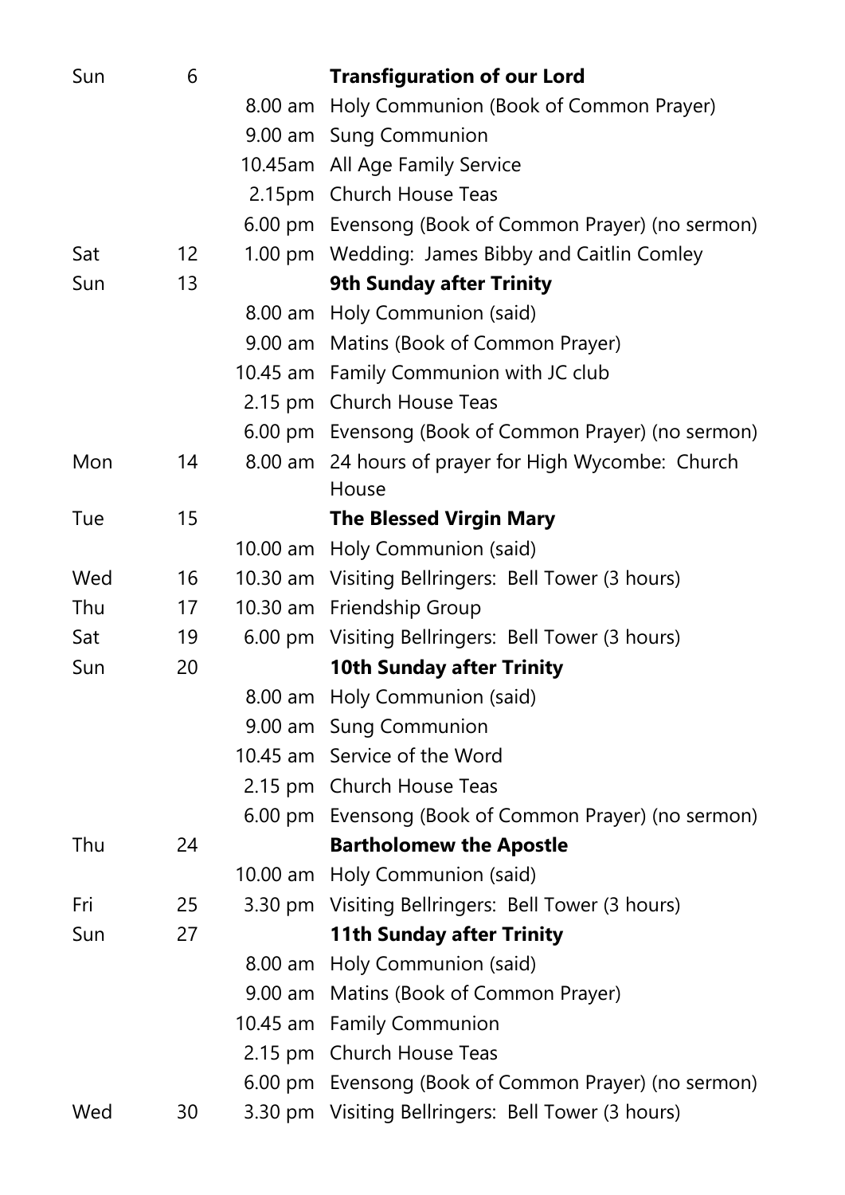| | | | |
|---|---|---|---|
| Sun | 6 | | **Transfiguration of our Lord** |
| | | 8.00 am | Holy Communion (Book of Common Prayer) |
| | | 9.00 am | Sung Communion |
| | | 10.45am | All Age Family Service |
| | | 2.15pm | Church House Teas |
| | | 6.00 pm | Evensong (Book of Common Prayer) (no sermon) |
| Sat | 12 | 1.00 pm | Wedding: James Bibby and Caitlin Comley |
| Sun | 13 | | **9th Sunday after Trinity** |
| | | 8.00 am | Holy Communion (said) |
| | | 9.00 am | Matins (Book of Common Prayer) |
| | | 10.45 am | Family Communion with JC club |
| | | 2.15 pm | Church House Teas |
| | | 6.00 pm | Evensong (Book of Common Prayer) (no sermon) |
| Mon | 14 | 8.00 am | 24 hours of prayer for High Wycombe: Church House |
| Tue | 15 | | **The Blessed Virgin Mary** |
| | | 10.00 am | Holy Communion (said) |
| Wed | 16 | 10.30 am | Visiting Bellringers: Bell Tower (3 hours) |
| Thu | 17 | 10.30 am | Friendship Group |
| Sat | 19 | 6.00 pm | Visiting Bellringers: Bell Tower (3 hours) |
| Sun | 20 | | **10th Sunday after Trinity** |
| | | 8.00 am | Holy Communion (said) |
| | | 9.00 am | Sung Communion |
| | | 10.45 am | Service of the Word |
| | | 2.15 pm | Church House Teas |
| | | 6.00 pm | Evensong (Book of Common Prayer) (no sermon) |
| Thu | 24 | | **Bartholomew the Apostle** |
| | | 10.00 am | Holy Communion (said) |
| Fri | 25 | 3.30 pm | Visiting Bellringers: Bell Tower (3 hours) |
| Sun | 27 | | **11th Sunday after Trinity** |
| | | 8.00 am | Holy Communion (said) |
| | | 9.00 am | Matins (Book of Common Prayer) |
| | | 10.45 am | Family Communion |
| | | 2.15 pm | Church House Teas |
| | | 6.00 pm | Evensong (Book of Common Prayer) (no sermon) |
| Wed | 30 | 3.30 pm | Visiting Bellringers: Bell Tower (3 hours) |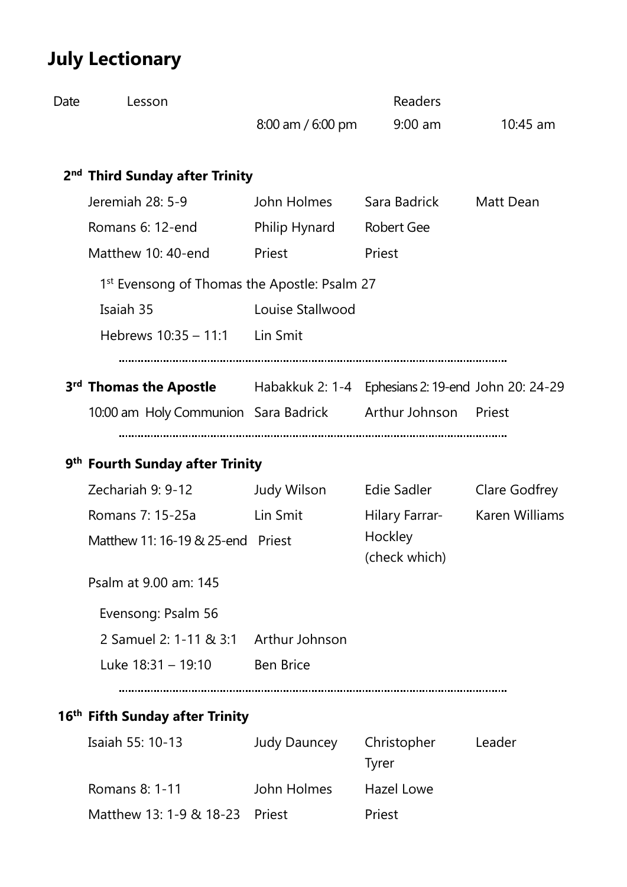# July Lectionary

| Date | Lesson | 8:00 am / 6:00 pm | 9:00 am | 10:45 am |
|---|---|---|---|---|
| **2nd** | **Third Sunday after Trinity** | | | |
| | Jeremiah 28: 5-9 | John Holmes | Sara Badrick | Matt Dean |
| | Romans 6: 12-end | Philip Hynard | Robert Gee | |
| | Matthew 10: 40-end | Priest | Priest | |
| | 1st Evensong of Thomas the Apostle: Psalm 27 | | | |
| | Isaiah 35 | Louise Stallwood | | |
| | Hebrews 10:35 – 11:1 | Lin Smit | | |
| **3rd** | **Thomas the Apostle** | Habakkuk 2: 1-4 | Ephesians 2: 19-end | John 20: 24-29 |
| | 10:00 am Holy Communion | Sara Badrick | Arthur Johnson | Priest |
| **9th** | **Fourth Sunday after Trinity** | | | |
| | Zechariah 9: 9-12 | Judy Wilson | Edie Sadler | Clare Godfrey |
| | Romans 7: 15-25a | Lin Smit | Hilary Farrar-Hockley (check which) | Karen Williams |
| | Matthew 11: 16-19 & 25-end | Priest | | |
| | Psalm at 9.00 am: 145 | | | |
| | Evensong: Psalm 56 | | | |
| | 2 Samuel 2: 1-11 & 3:1 | Arthur Johnson | | |
| | Luke 18:31 – 19:10 | Ben Brice | | |
| **16th** | **Fifth Sunday after Trinity** | | | |
| | Isaiah 55: 10-13 | Judy Dauncey | Christopher Tyrer | Leader |
| | Romans 8: 1-11 | John Holmes | Hazel Lowe | |
| | Matthew 13: 1-9 & 18-23 | Priest | Priest | |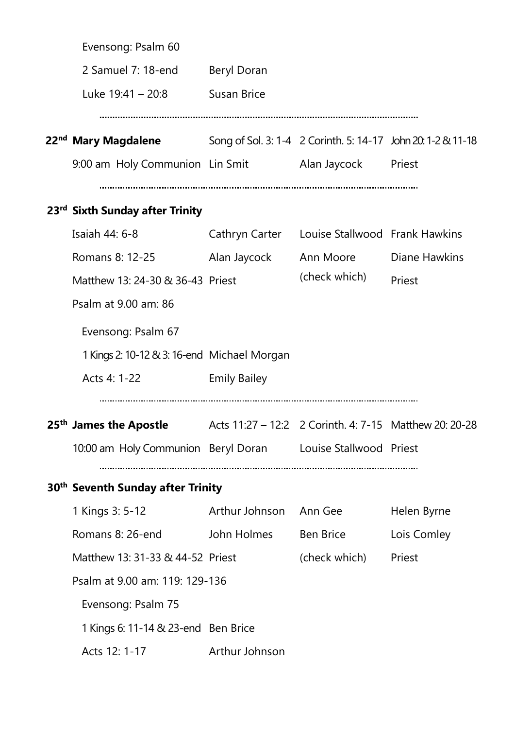Evensong: Psalm 60

| | |
|---|---|
| 2 Samuel 7: 18-end | Beryl Doran |
| Luke 19:41 – 20:8 | Susan Brice |

---

| | | | |
|---|---|---|---|
| **22nd Mary Magdalene** | Song of Sol. 3: 1-4 | 2 Corinth. 5: 14-17 | John 20: 1-2 & 11-18 |
| 9:00 am Holy Communion | Lin Smit | Alan Jaycock | Priest |

---

**23rd Sixth Sunday after Trinity**

| | | | |
|---|---|---|---|
| Isaiah 44: 6-8 | Cathryn Carter | Louise Stallwood | Frank Hawkins |
| Romans 8: 12-25 | Alan Jaycock | Ann Moore | Diane Hawkins |
| Matthew 13: 24-30 & 36-43 | Priest | (check which) | Priest |

Psalm at 9.00 am: 86

Evensong: Psalm 67

| | |
|---|---|
| 1 Kings 2: 10-12 & 3: 16-end | Michael Morgan |
| Acts 4: 1-22 | Emily Bailey |

---

| | | | |
|---|---|---|---|
| **25th James the Apostle** | Acts 11:27 – 12:2 | 2 Corinth. 4: 7-15 | Matthew 20: 20-28 |
| 10:00 am Holy Communion | Beryl Doran | Louise Stallwood | Priest |

---

**30th Seventh Sunday after Trinity**

| | | | |
|---|---|---|---|
| 1 Kings 3: 5-12 | Arthur Johnson | Ann Gee | Helen Byrne |
| Romans 8: 26-end | John Holmes | Ben Brice | Lois Comley |
| Matthew 13: 31-33 & 44-52 | Priest | (check which) | Priest |

Psalm at 9.00 am: 119: 129-136

Evensong: Psalm 75

| | |
|---|---|
| 1 Kings 6: 11-14 & 23-end | Ben Brice |
| Acts 12: 1-17 | Arthur Johnson |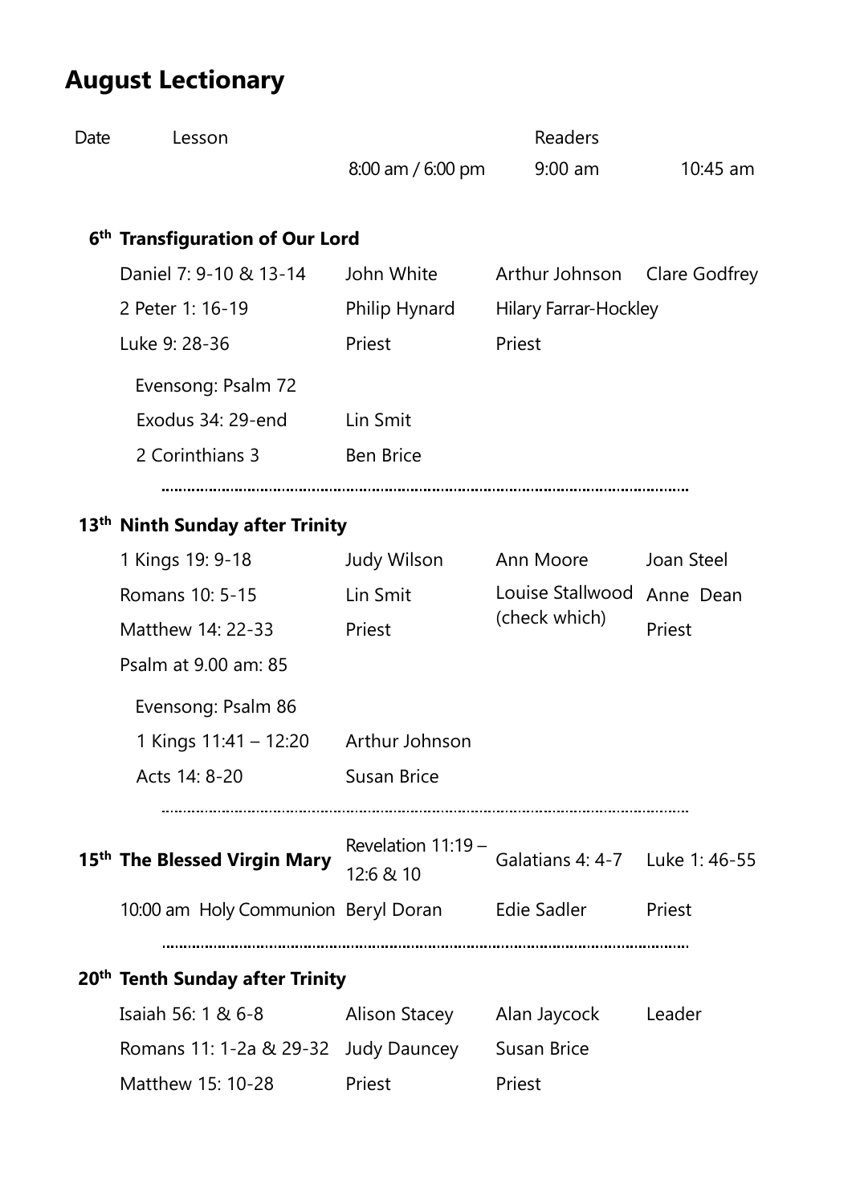## August Lectionary

| Date | Lesson | 8:00 am / 6:00 pm | Readers 9:00 am | 10:45 am |
|---|---|---|---|---|
| 6th | **Transfiguration of Our Lord** | | | |
| | Daniel 7: 9-10 & 13-14 | John White | Arthur Johnson | Clare Godfrey |
| | 2 Peter 1: 16-19 | Philip Hynard | Hilary Farrar-Hockley | |
| | Luke 9: 28-36 | Priest | Priest | |
| | Evensong: Psalm 72 | | | |
| | Exodus 34: 29-end | Lin Smit | | |
| | 2 Corinthians 3 | Ben Brice | | |
| 13th | **Ninth Sunday after Trinity** | | | |
| | 1 Kings 19: 9-18 | Judy Wilson | Ann Moore | Joan Steel |
| | Romans 10: 5-15 | Lin Smit | Louise Stallwood (check which) | Anne Dean |
| | Matthew 14: 22-33 | Priest | | Priest |
| | Psalm at 9.00 am: 85 | | | |
| | Evensong: Psalm 86 | | | |
| | 1 Kings 11:41 – 12:20 | Arthur Johnson | | |
| | Acts 14: 8-20 | Susan Brice | | |
| 15th | **The Blessed Virgin Mary** | Revelation 11:19 – 12:6 & 10 | Galatians 4: 4-7 | Luke 1: 46-55 |
| | 10:00 am Holy Communion | Beryl Doran | Edie Sadler | Priest |
| 20th | **Tenth Sunday after Trinity** | | | |
| | Isaiah 56: 1 & 6-8 | Alison Stacey | Alan Jaycock | Leader |
| | Romans 11: 1-2a & 29-32 | Judy Dauncey | Susan Brice | |
| | Matthew 15: 10-28 | Priest | Priest | |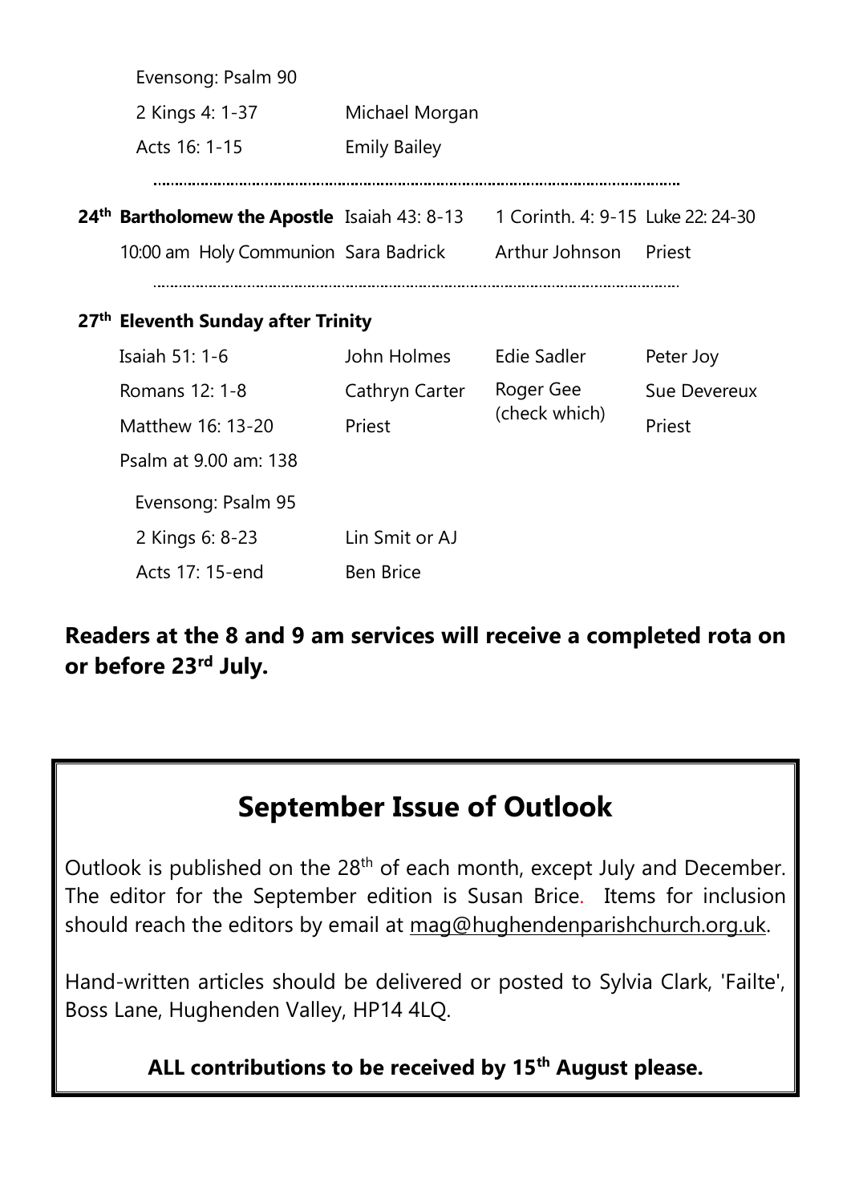| | | | |
|---|---|---|---|
| Evensong: Psalm 90 | | | |
| 2 Kings 4: 1-37 | Michael Morgan | | |
| Acts 16: 1-15 | Emily Bailey | | |

---

| | | | |
|---|---|---|---|
| **24th Bartholomew the Apostle** | Isaiah 43: 8-13 | 1 Corinth. 4: 9-15 | Luke 22: 24-30 |
| 10:00 am Holy Communion | Sara Badrick | Arthur Johnson | Priest |

---

**27th Eleventh Sunday after Trinity**

| | | | |
|---|---|---|---|
| Isaiah 51: 1-6 | John Holmes | Edie Sadler | Peter Joy |
| Romans 12: 1-8 | Cathryn Carter | Roger Gee (check which) | Sue Devereux |
| Matthew 16: 13-20 | Priest | | Priest |
| Psalm at 9.00 am: 138 | | | |
| Evensong: Psalm 95 | | | |
| 2 Kings 6: 8-23 | Lin Smit or AJ | | |
| Acts 17: 15-end | Ben Brice | | |

**Readers at the 8 and 9 am services will receive a completed rota on or before 23rd July.**

## September Issue of Outlook

Outlook is published on the 28th of each month, except July and December. The editor for the September edition is Susan Brice. Items for inclusion should reach the editors by email at mag@hughendenparishchurch.org.uk.

Hand-written articles should be delivered or posted to Sylvia Clark, 'Failte', Boss Lane, Hughenden Valley, HP14 4LQ.

**ALL contributions to be received by 15th August please.**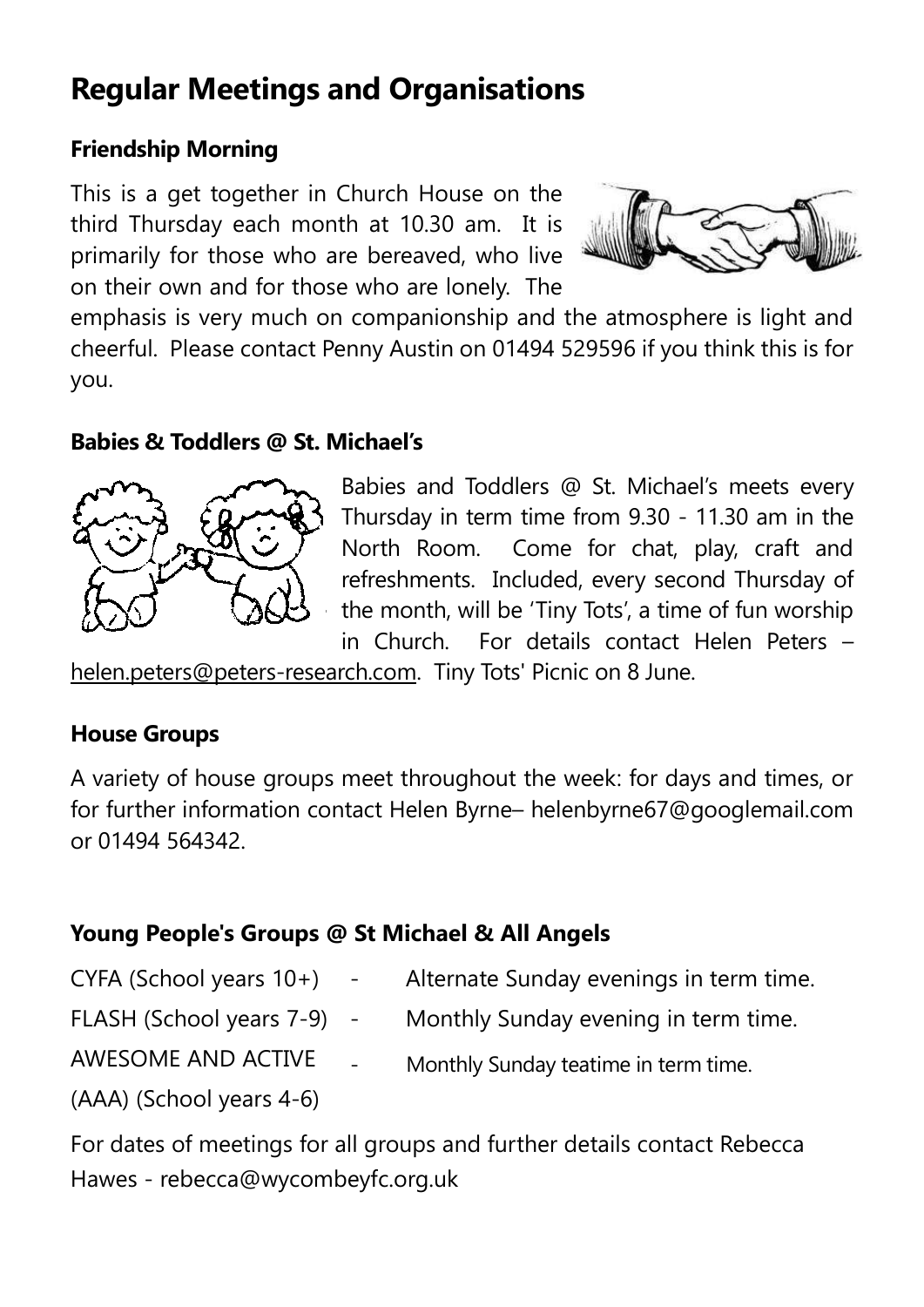# Regular Meetings and Organisations

### Friendship Morning

This is a get together in Church House on the third Thursday each month at 10.30 am. It is primarily for those who are bereaved, who live on their own and for those who are lonely. The emphasis is very much on companionship and the atmosphere is light and cheerful. Please contact Penny Austin on 01494 529596 if you think this is for you.

### Babies & Toddlers @ St. Michael's

Babies and Toddlers @ St. Michael's meets every Thursday in term time from 9.30 - 11.30 am in the North Room. Come for chat, play, craft and refreshments. Included, every second Thursday of the month, will be 'Tiny Tots', a time of fun worship in Church. For details contact Helen Peters – helen.peters@peters-research.com. Tiny Tots' Picnic on 8 June.

### House Groups

A variety of house groups meet throughout the week: for days and times, or for further information contact Helen Byrne– helenbyrne67@googlemail.com or 01494 564342.

### Young People's Groups @ St Michael & All Angels

CYFA (School years 10+) - Alternate Sunday evenings in term time.

FLASH (School years 7-9) - Monthly Sunday evening in term time.

AWESOME AND ACTIVE (AAA) (School years 4-6) - Monthly Sunday teatime in term time.

For dates of meetings for all groups and further details contact Rebecca Hawes - rebecca@wycombeyfc.org.uk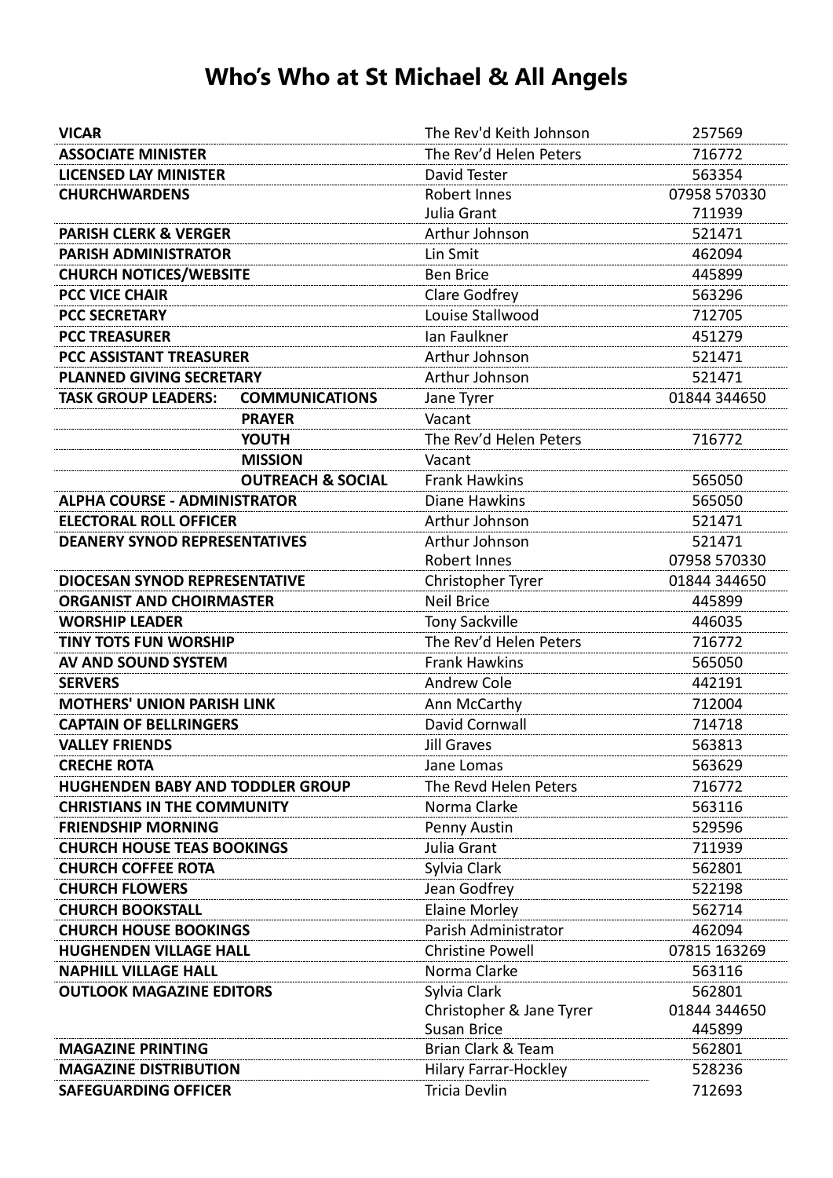# Who's Who at St Michael & All Angels

| Role | | Name | Phone |
|---|---|---|---|
| **VICAR** | | The Rev'd Keith Johnson | 257569 |
| **ASSOCIATE MINISTER** | | The Rev'd Helen Peters | 716772 |
| **LICENSED LAY MINISTER** | | David Tester | 563354 |
| **CHURCHWARDENS** | | Robert Innes | 07958 570330 |
| | | Julia Grant | 711939 |
| **PARISH CLERK & VERGER** | | Arthur Johnson | 521471 |
| **PARISH ADMINISTRATOR** | | Lin Smit | 462094 |
| **CHURCH NOTICES/WEBSITE** | | Ben Brice | 445899 |
| **PCC VICE CHAIR** | | Clare Godfrey | 563296 |
| **PCC SECRETARY** | | Louise Stallwood | 712705 |
| **PCC TREASURER** | | Ian Faulkner | 451279 |
| **PCC ASSISTANT TREASURER** | | Arthur Johnson | 521471 |
| **PLANNED GIVING SECRETARY** | | Arthur Johnson | 521471 |
| **TASK GROUP LEADERS:** | **COMMUNICATIONS** | Jane Tyrer | 01844 344650 |
| | **PRAYER** | Vacant | |
| | **YOUTH** | The Rev'd Helen Peters | 716772 |
| | **MISSION** | Vacant | |
| | **OUTREACH & SOCIAL** | Frank Hawkins | 565050 |
| **ALPHA COURSE - ADMINISTRATOR** | | Diane Hawkins | 565050 |
| **ELECTORAL ROLL OFFICER** | | Arthur Johnson | 521471 |
| **DEANERY SYNOD REPRESENTATIVES** | | Arthur Johnson | 521471 |
| | | Robert Innes | 07958 570330 |
| **DIOCESAN SYNOD REPRESENTATIVE** | | Christopher Tyrer | 01844 344650 |
| **ORGANIST AND CHOIRMASTER** | | Neil Brice | 445899 |
| **WORSHIP LEADER** | | Tony Sackville | 446035 |
| **TINY TOTS FUN WORSHIP** | | The Rev'd Helen Peters | 716772 |
| **AV AND SOUND SYSTEM** | | Frank Hawkins | 565050 |
| **SERVERS** | | Andrew Cole | 442191 |
| **MOTHERS' UNION PARISH LINK** | | Ann McCarthy | 712004 |
| **CAPTAIN OF BELLRINGERS** | | David Cornwall | 714718 |
| **VALLEY FRIENDS** | | Jill Graves | 563813 |
| **CRECHE ROTA** | | Jane Lomas | 563629 |
| **HUGHENDEN BABY AND TODDLER GROUP** | | The Revd Helen Peters | 716772 |
| **CHRISTIANS IN THE COMMUNITY** | | Norma Clarke | 563116 |
| **FRIENDSHIP MORNING** | | Penny Austin | 529596 |
| **CHURCH HOUSE TEAS BOOKINGS** | | Julia Grant | 711939 |
| **CHURCH COFFEE ROTA** | | Sylvia Clark | 562801 |
| **CHURCH FLOWERS** | | Jean Godfrey | 522198 |
| **CHURCH BOOKSTALL** | | Elaine Morley | 562714 |
| **CHURCH HOUSE BOOKINGS** | | Parish Administrator | 462094 |
| **HUGHENDEN VILLAGE HALL** | | Christine Powell | 07815 163269 |
| **NAPHILL VILLAGE HALL** | | Norma Clarke | 563116 |
| **OUTLOOK MAGAZINE EDITORS** | | Sylvia Clark | 562801 |
| | | Christopher & Jane Tyrer | 01844 344650 |
| | | Susan Brice | 445899 |
| **MAGAZINE PRINTING** | | Brian Clark & Team | 562801 |
| **MAGAZINE DISTRIBUTION** | | Hilary Farrar-Hockley | 528236 |
| **SAFEGUARDING OFFICER** | | Tricia Devlin | 712693 |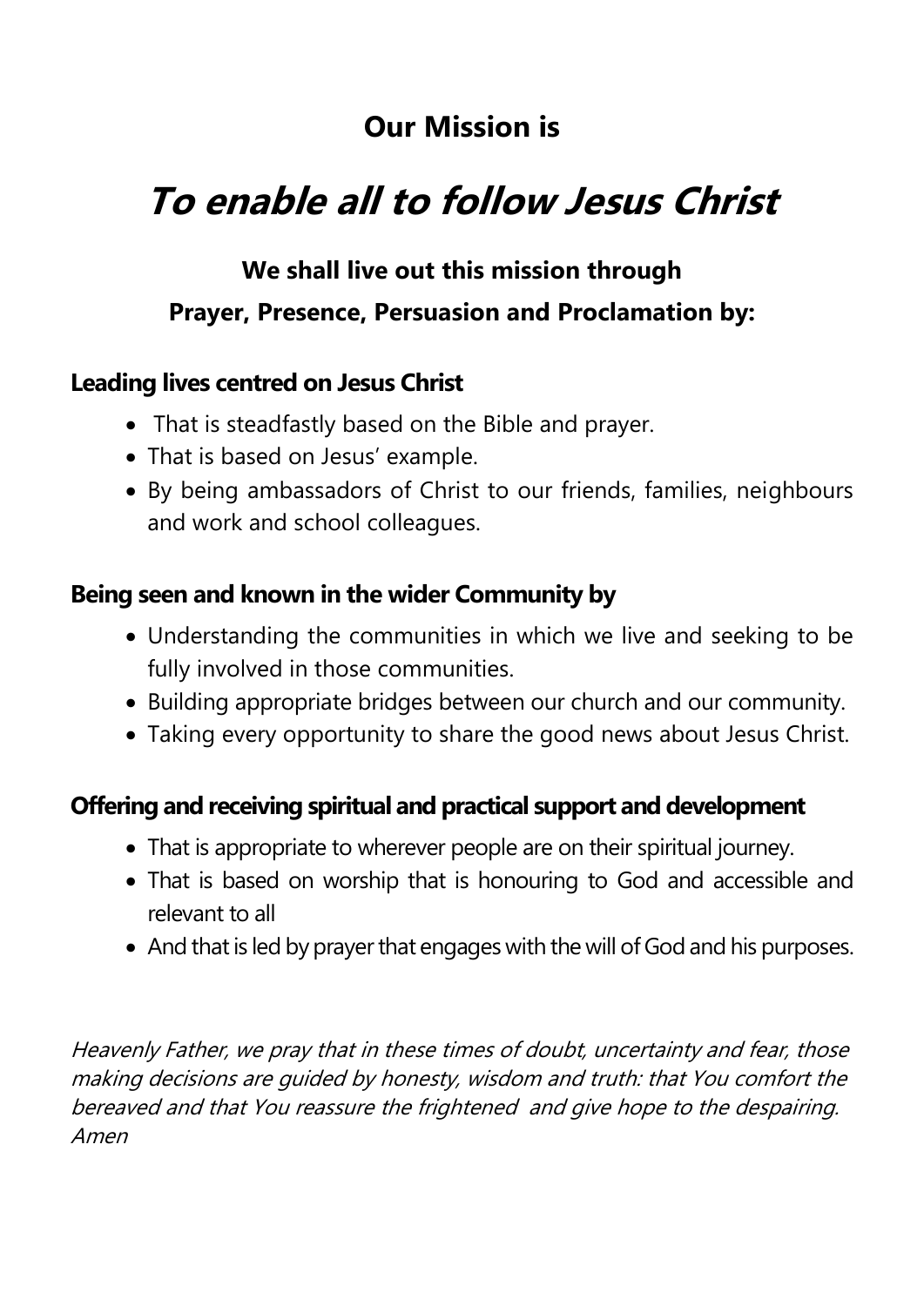## Our Mission is

# *To enable all to follow Jesus Christ*

**We shall live out this mission through**

**Prayer, Presence, Persuasion and Proclamation by:**

### Leading lives centred on Jesus Christ

- That is steadfastly based on the Bible and prayer.
- That is based on Jesus' example.
- By being ambassadors of Christ to our friends, families, neighbours and work and school colleagues.

### Being seen and known in the wider Community by

- Understanding the communities in which we live and seeking to be fully involved in those communities.
- Building appropriate bridges between our church and our community.
- Taking every opportunity to share the good news about Jesus Christ.

### Offering and receiving spiritual and practical support and development

- That is appropriate to wherever people are on their spiritual journey.
- That is based on worship that is honouring to God and accessible and relevant to all
- And that is led by prayer that engages with the will of God and his purposes.

*Heavenly Father, we pray that in these times of doubt, uncertainty and fear, those making decisions are guided by honesty, wisdom and truth: that You comfort the bereaved and that You reassure the frightened and give hope to the despairing. Amen*